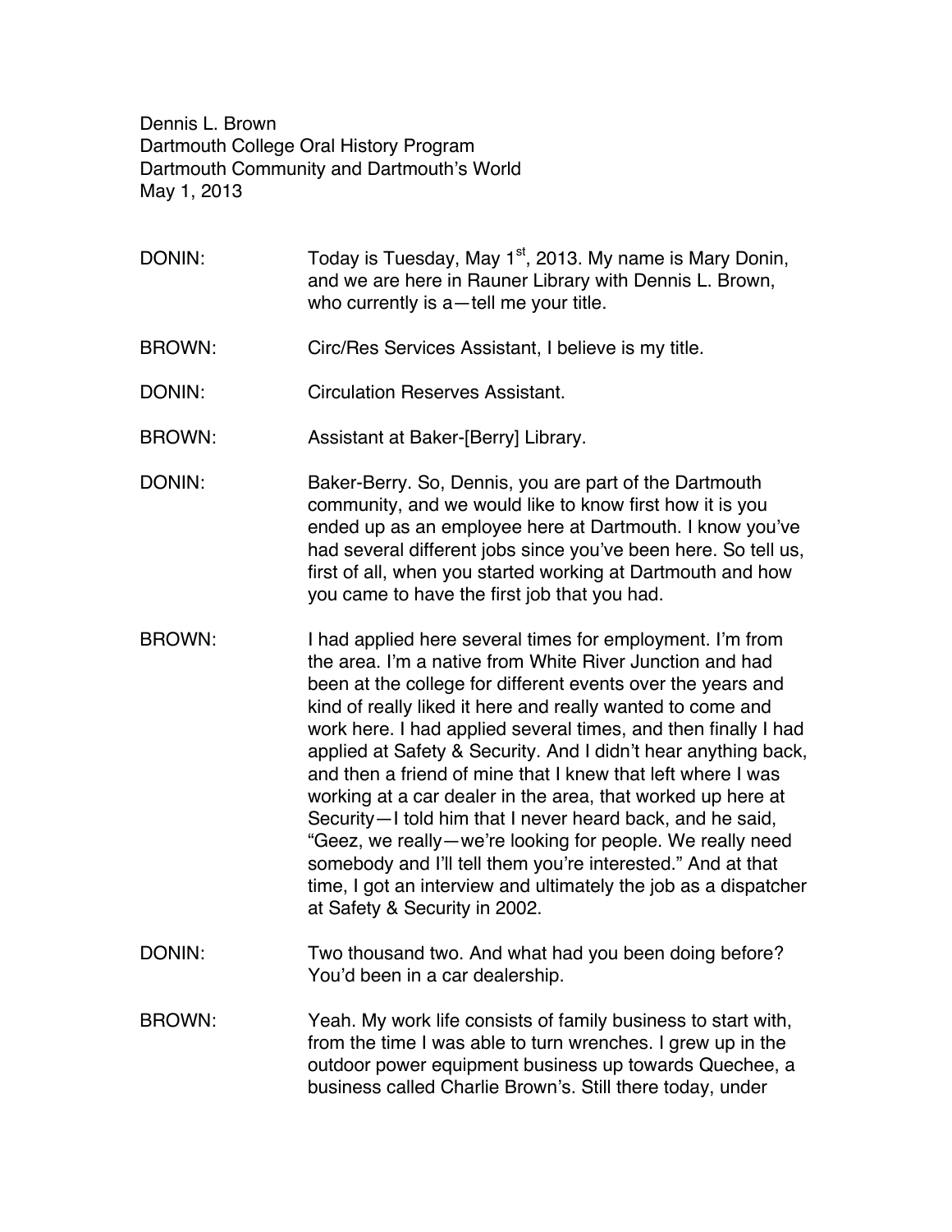Dennis L. Brown
Dartmouth College Oral History Program
Dartmouth Community and Dartmouth's World
May 1, 2013

DONIN: Today is Tuesday, May 1st, 2013. My name is Mary Donin, and we are here in Rauner Library with Dennis L. Brown, who currently is a—tell me your title.

BROWN: Circ/Res Services Assistant, I believe is my title.

DONIN: Circulation Reserves Assistant.

BROWN: Assistant at Baker-[Berry] Library.

DONIN: Baker-Berry. So, Dennis, you are part of the Dartmouth community, and we would like to know first how it is you ended up as an employee here at Dartmouth. I know you've had several different jobs since you've been here. So tell us, first of all, when you started working at Dartmouth and how you came to have the first job that you had.

BROWN: I had applied here several times for employment. I'm from the area. I'm a native from White River Junction and had been at the college for different events over the years and kind of really liked it here and really wanted to come and work here. I had applied several times, and then finally I had applied at Safety & Security. And I didn't hear anything back, and then a friend of mine that I knew that left where I was working at a car dealer in the area, that worked up here at Security—I told him that I never heard back, and he said, "Geez, we really—we're looking for people. We really need somebody and I'll tell them you're interested." And at that time, I got an interview and ultimately the job as a dispatcher at Safety & Security in 2002.

DONIN: Two thousand two. And what had you been doing before? You'd been in a car dealership.

BROWN: Yeah. My work life consists of family business to start with, from the time I was able to turn wrenches. I grew up in the outdoor power equipment business up towards Quechee, a business called Charlie Brown's. Still there today, under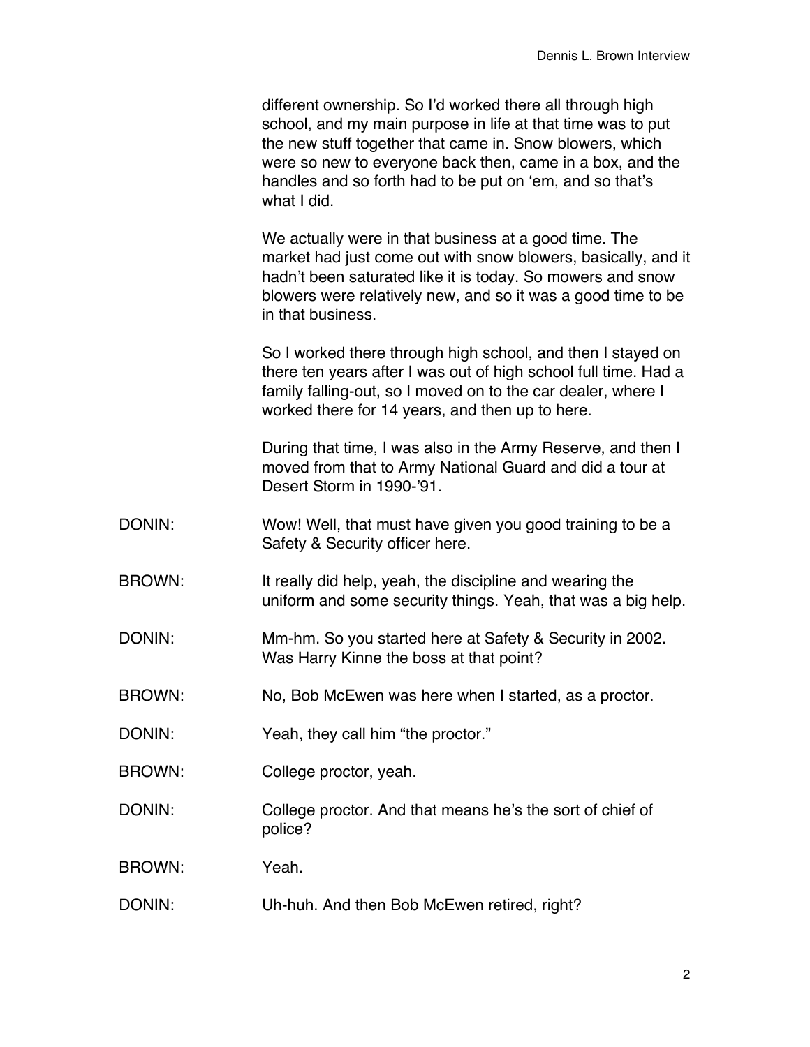different ownership. So I'd worked there all through high school, and my main purpose in life at that time was to put the new stuff together that came in. Snow blowers, which were so new to everyone back then, came in a box, and the handles and so forth had to be put on 'em, and so that's what I did.

We actually were in that business at a good time. The market had just come out with snow blowers, basically, and it hadn't been saturated like it is today. So mowers and snow blowers were relatively new, and so it was a good time to be in that business.

So I worked there through high school, and then I stayed on there ten years after I was out of high school full time. Had a family falling-out, so I moved on to the car dealer, where I worked there for 14 years, and then up to here.

During that time, I was also in the Army Reserve, and then I moved from that to Army National Guard and did a tour at Desert Storm in 1990-'91.

DONIN: Wow! Well, that must have given you good training to be a Safety & Security officer here.

BROWN: It really did help, yeah, the discipline and wearing the uniform and some security things. Yeah, that was a big help.

DONIN: Mm-hm. So you started here at Safety & Security in 2002. Was Harry Kinne the boss at that point?

BROWN: No, Bob McEwen was here when I started, as a proctor.

DONIN: Yeah, they call him "the proctor."

BROWN: College proctor, yeah.

DONIN: College proctor. And that means he's the sort of chief of police?

BROWN: Yeah.

DONIN: Uh-huh. And then Bob McEwen retired, right?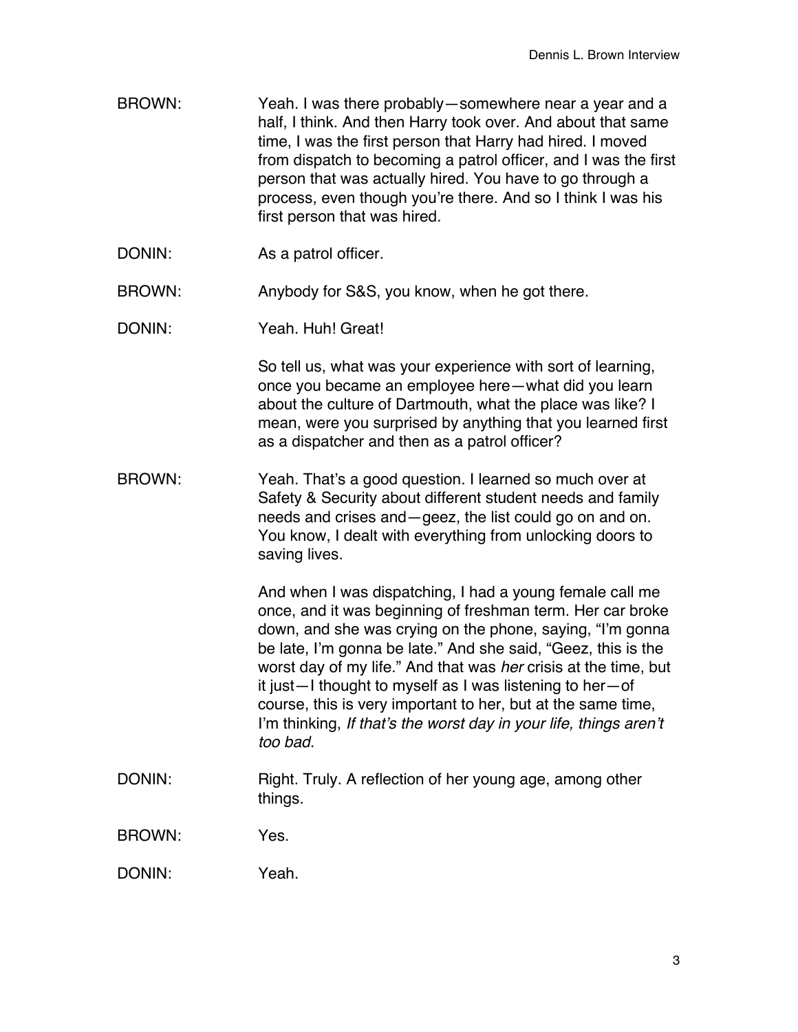BROWN: Yeah. I was there probably—somewhere near a year and a half, I think. And then Harry took over. And about that same time, I was the first person that Harry had hired. I moved from dispatch to becoming a patrol officer, and I was the first person that was actually hired. You have to go through a process, even though you're there. And so I think I was his first person that was hired.

DONIN: As a patrol officer.

BROWN: Anybody for S&S, you know, when he got there.

DONIN: Yeah. Huh! Great!

So tell us, what was your experience with sort of learning, once you became an employee here—what did you learn about the culture of Dartmouth, what the place was like? I mean, were you surprised by anything that you learned first as a dispatcher and then as a patrol officer?

BROWN: Yeah. That's a good question. I learned so much over at Safety & Security about different student needs and family needs and crises and—geez, the list could go on and on. You know, I dealt with everything from unlocking doors to saving lives.

And when I was dispatching, I had a young female call me once, and it was beginning of freshman term. Her car broke down, and she was crying on the phone, saying, "I'm gonna be late, I'm gonna be late." And she said, "Geez, this is the worst day of my life." And that was *her* crisis at the time, but it just—I thought to myself as I was listening to her—of course, this is very important to her, but at the same time, I'm thinking, *If that's the worst day in your life, things aren't too bad.*

DONIN: Right. Truly. A reflection of her young age, among other things.

BROWN: Yes.

DONIN: Yeah.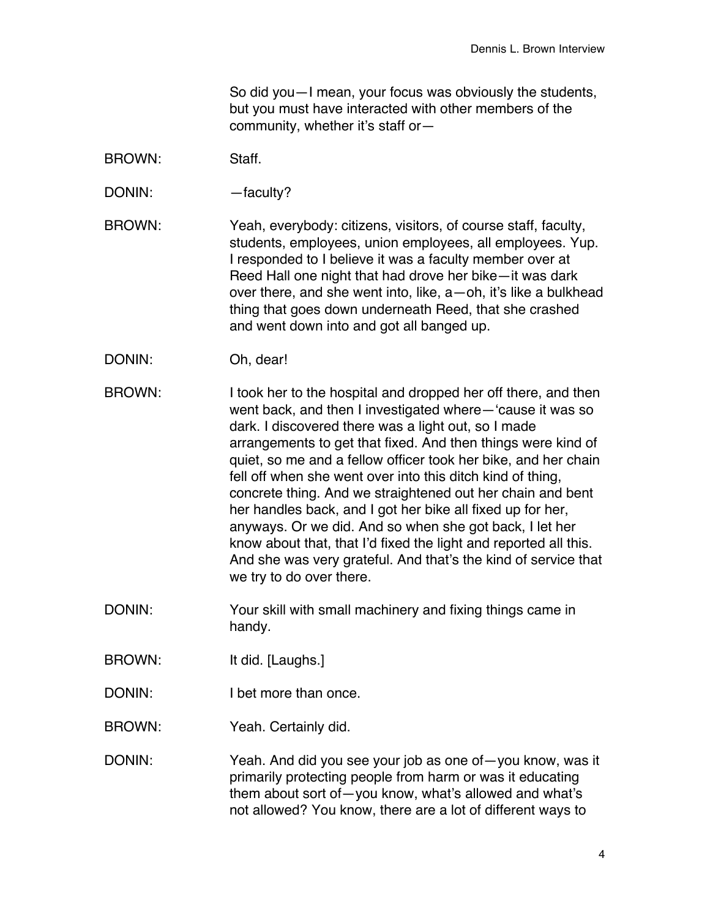So did you—I mean, your focus was obviously the students, but you must have interacted with other members of the community, whether it's staff or—

BROWN: Staff.

DONIN: —faculty?

BROWN: Yeah, everybody: citizens, visitors, of course staff, faculty, students, employees, union employees, all employees. Yup. I responded to I believe it was a faculty member over at Reed Hall one night that had drove her bike—it was dark over there, and she went into, like, a—oh, it's like a bulkhead thing that goes down underneath Reed, that she crashed and went down into and got all banged up.

DONIN: Oh, dear!

BROWN: I took her to the hospital and dropped her off there, and then went back, and then I investigated where—'cause it was so dark. I discovered there was a light out, so I made arrangements to get that fixed. And then things were kind of quiet, so me and a fellow officer took her bike, and her chain fell off when she went over into this ditch kind of thing, concrete thing. And we straightened out her chain and bent her handles back, and I got her bike all fixed up for her, anyways. Or we did. And so when she got back, I let her know about that, that I'd fixed the light and reported all this. And she was very grateful. And that's the kind of service that we try to do over there.

DONIN: Your skill with small machinery and fixing things came in handy.

BROWN: It did. [Laughs.]

DONIN: I bet more than once.

BROWN: Yeah. Certainly did.

DONIN: Yeah. And did you see your job as one of—you know, was it primarily protecting people from harm or was it educating them about sort of—you know, what's allowed and what's not allowed? You know, there are a lot of different ways to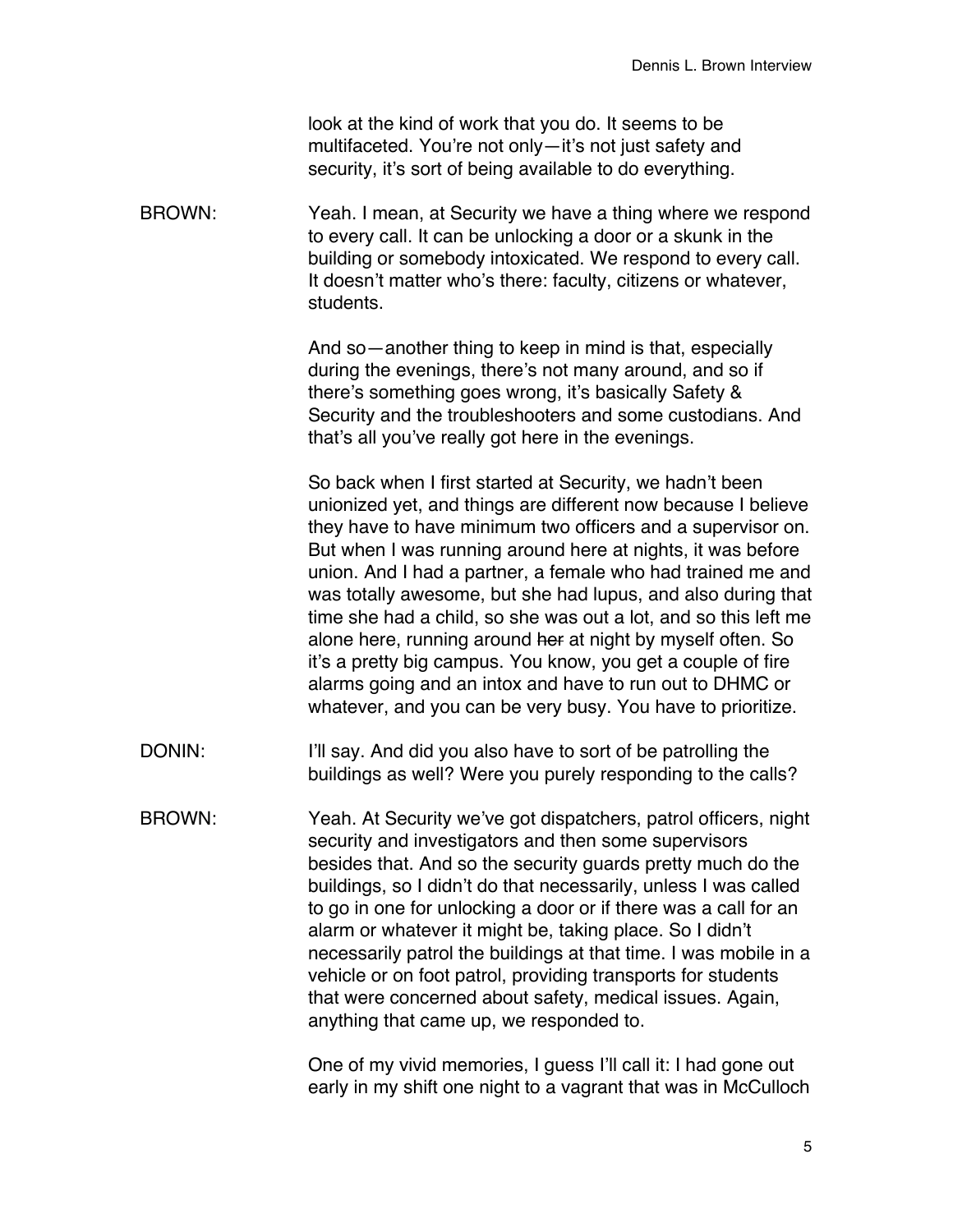look at the kind of work that you do. It seems to be multifaceted. You're not only—it's not just safety and security, it's sort of being available to do everything.

BROWN: Yeah. I mean, at Security we have a thing where we respond to every call. It can be unlocking a door or a skunk in the building or somebody intoxicated. We respond to every call. It doesn't matter who's there: faculty, citizens or whatever, students.

And so—another thing to keep in mind is that, especially during the evenings, there's not many around, and so if there's something goes wrong, it's basically Safety & Security and the troubleshooters and some custodians. And that's all you've really got here in the evenings.

So back when I first started at Security, we hadn't been unionized yet, and things are different now because I believe they have to have minimum two officers and a supervisor on. But when I was running around here at nights, it was before union. And I had a partner, a female who had trained me and was totally awesome, but she had lupus, and also during that time she had a child, so she was out a lot, and so this left me alone here, running around ~~her~~ at night by myself often. So it's a pretty big campus. You know, you get a couple of fire alarms going and an intox and have to run out to DHMC or whatever, and you can be very busy. You have to prioritize.

DONIN: I'll say. And did you also have to sort of be patrolling the buildings as well? Were you purely responding to the calls?

BROWN: Yeah. At Security we've got dispatchers, patrol officers, night security and investigators and then some supervisors besides that. And so the security guards pretty much do the buildings, so I didn't do that necessarily, unless I was called to go in one for unlocking a door or if there was a call for an alarm or whatever it might be, taking place. So I didn't necessarily patrol the buildings at that time. I was mobile in a vehicle or on foot patrol, providing transports for students that were concerned about safety, medical issues. Again, anything that came up, we responded to.

One of my vivid memories, I guess I'll call it: I had gone out early in my shift one night to a vagrant that was in McCulloch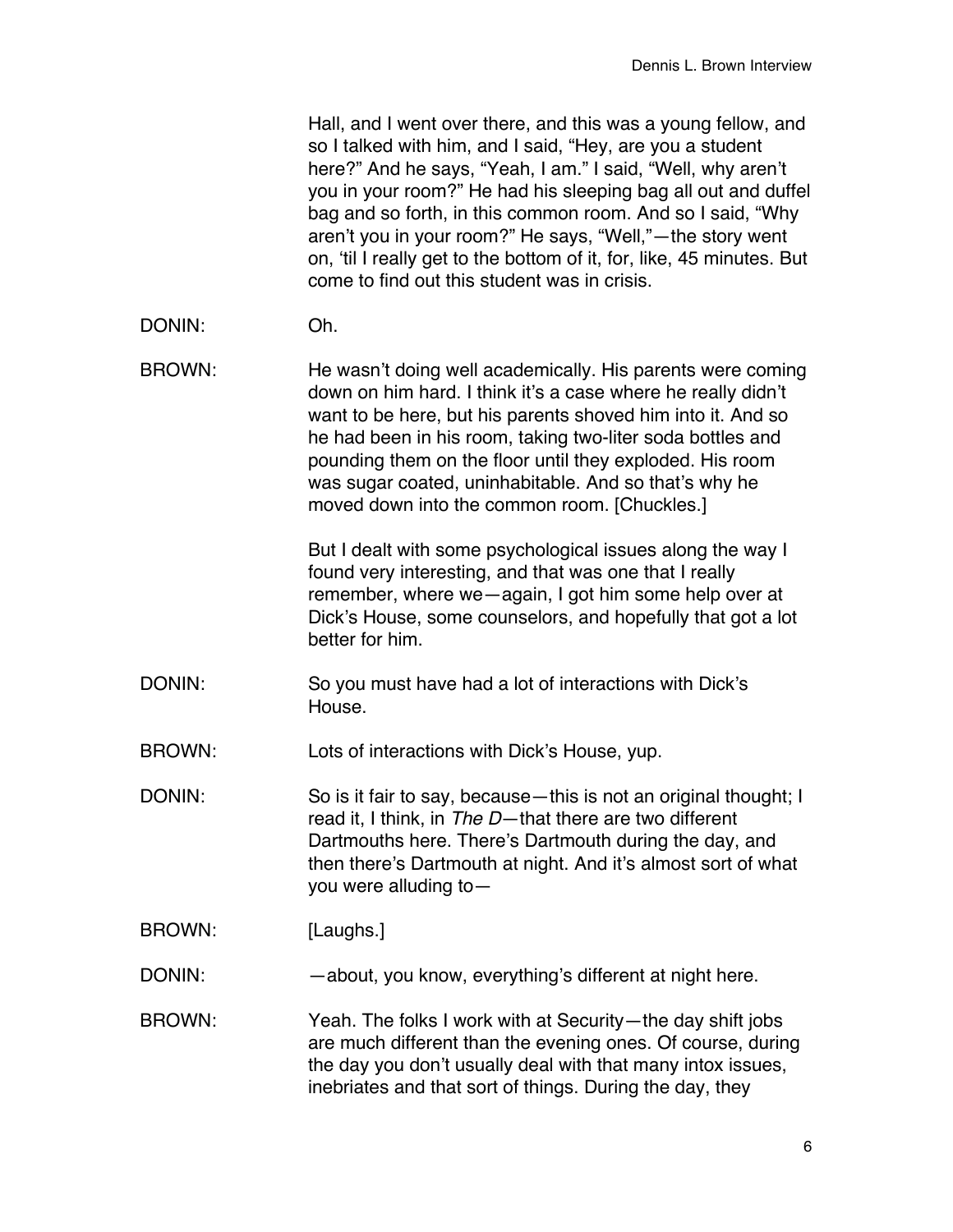Hall, and I went over there, and this was a young fellow, and so I talked with him, and I said, "Hey, are you a student here?" And he says, "Yeah, I am." I said, "Well, why aren't you in your room?" He had his sleeping bag all out and duffel bag and so forth, in this common room. And so I said, "Why aren't you in your room?" He says, "Well,"—the story went on, 'til I really get to the bottom of it, for, like, 45 minutes. But come to find out this student was in crisis.

DONIN: Oh.

BROWN: He wasn't doing well academically. His parents were coming down on him hard. I think it's a case where he really didn't want to be here, but his parents shoved him into it. And so he had been in his room, taking two-liter soda bottles and pounding them on the floor until they exploded. His room was sugar coated, uninhabitable. And so that's why he moved down into the common room. [Chuckles.]

But I dealt with some psychological issues along the way I found very interesting, and that was one that I really remember, where we—again, I got him some help over at Dick's House, some counselors, and hopefully that got a lot better for him.

DONIN: So you must have had a lot of interactions with Dick's House.

BROWN: Lots of interactions with Dick's House, yup.

DONIN: So is it fair to say, because—this is not an original thought; I read it, I think, in *The D*—that there are two different Dartmouths here. There's Dartmouth during the day, and then there's Dartmouth at night. And it's almost sort of what you were alluding to—

BROWN: [Laughs.]

DONIN: —about, you know, everything's different at night here.

BROWN: Yeah. The folks I work with at Security—the day shift jobs are much different than the evening ones. Of course, during the day you don't usually deal with that many intox issues, inebriates and that sort of things. During the day, they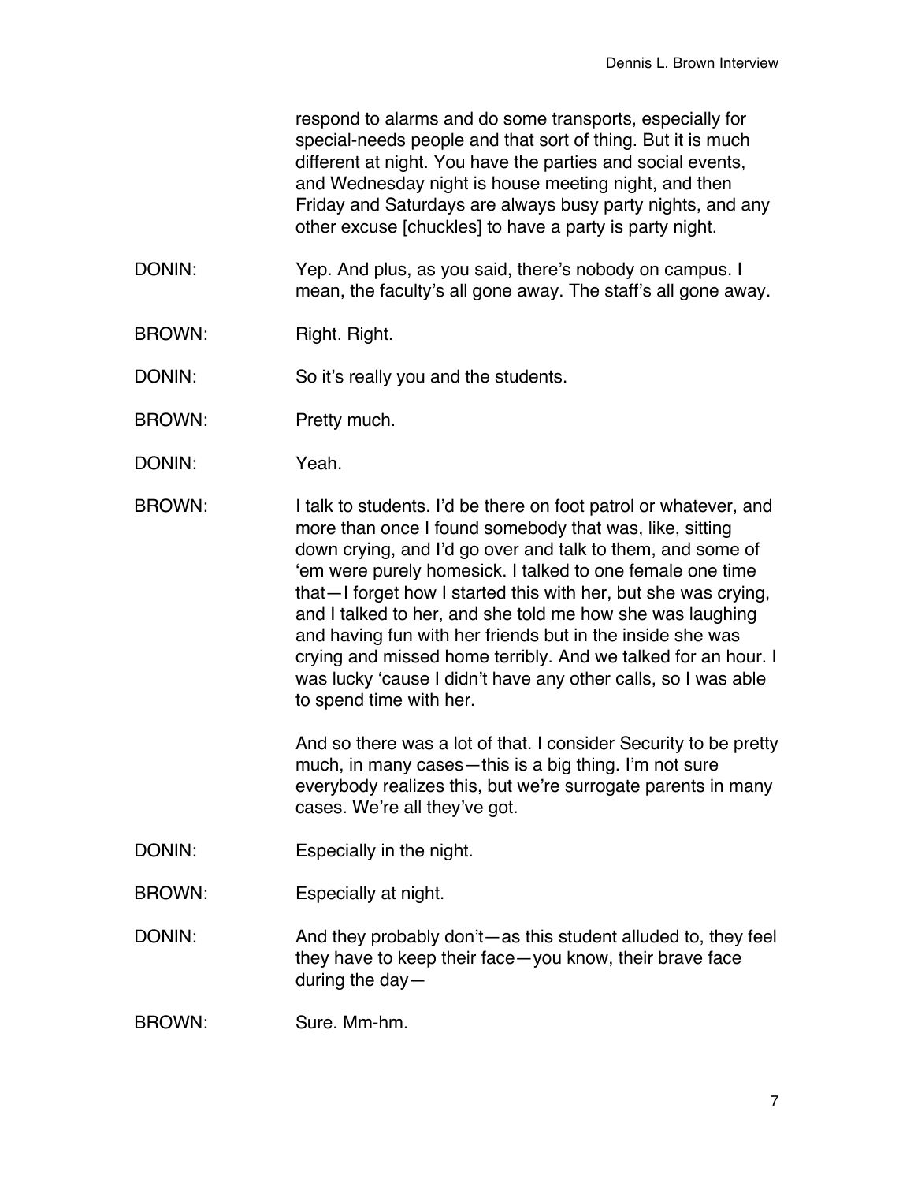respond to alarms and do some transports, especially for special-needs people and that sort of thing. But it is much different at night. You have the parties and social events, and Wednesday night is house meeting night, and then Friday and Saturdays are always busy party nights, and any other excuse [chuckles] to have a party is party night.

DONIN: Yep. And plus, as you said, there's nobody on campus. I mean, the faculty's all gone away. The staff's all gone away.

BROWN: Right. Right.

DONIN: So it's really you and the students.

BROWN: Pretty much.

DONIN: Yeah.

BROWN: I talk to students. I'd be there on foot patrol or whatever, and more than once I found somebody that was, like, sitting down crying, and I'd go over and talk to them, and some of 'em were purely homesick. I talked to one female one time that—I forget how I started this with her, but she was crying, and I talked to her, and she told me how she was laughing and having fun with her friends but in the inside she was crying and missed home terribly. And we talked for an hour. I was lucky 'cause I didn't have any other calls, so I was able to spend time with her.

And so there was a lot of that. I consider Security to be pretty much, in many cases—this is a big thing. I'm not sure everybody realizes this, but we're surrogate parents in many cases. We're all they've got.

DONIN: Especially in the night.

BROWN: Especially at night.

DONIN: And they probably don't—as this student alluded to, they feel they have to keep their face—you know, their brave face during the day—

BROWN: Sure. Mm-hm.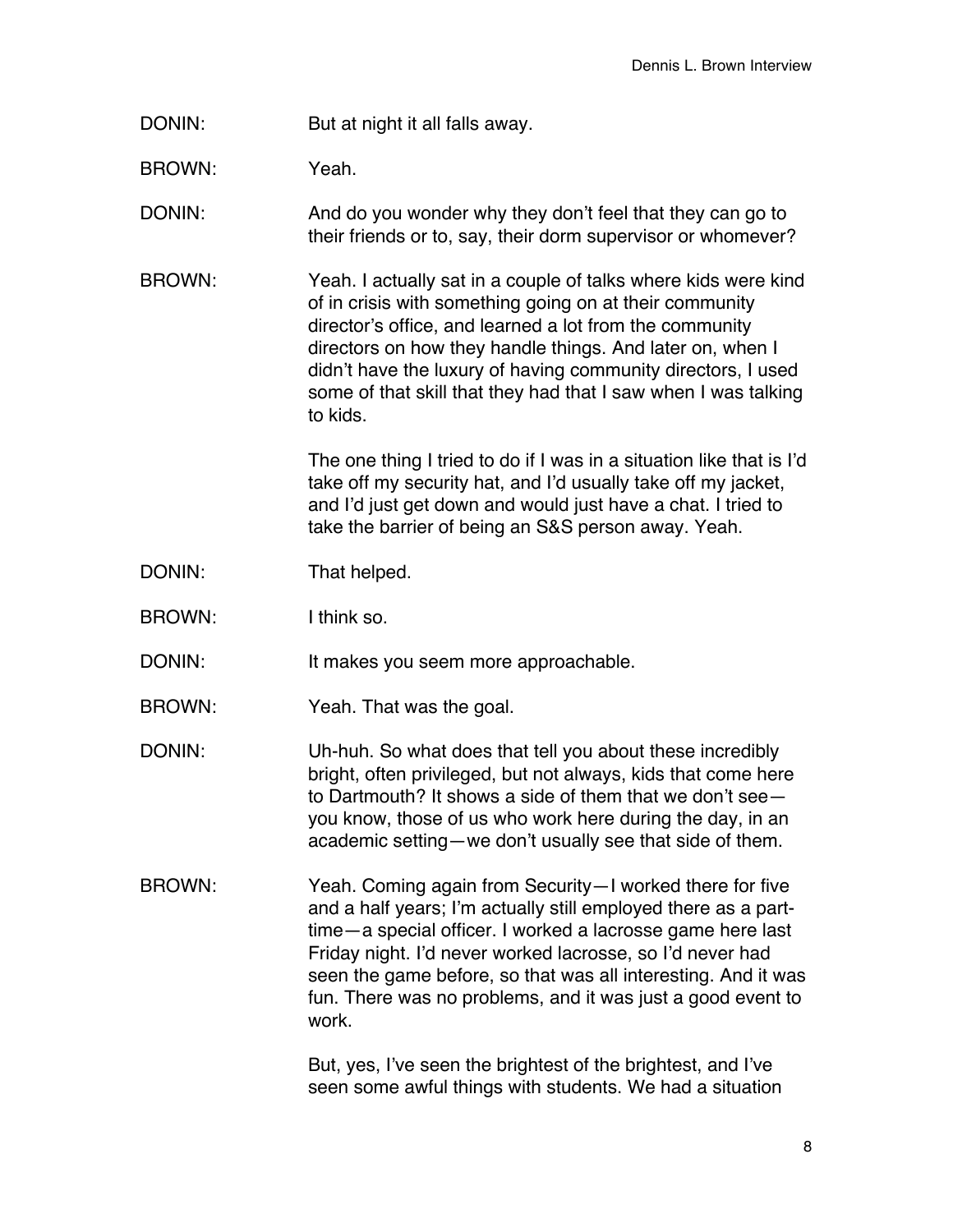DONIN: But at night it all falls away.

BROWN: Yeah.

DONIN: And do you wonder why they don't feel that they can go to their friends or to, say, their dorm supervisor or whomever?

BROWN: Yeah. I actually sat in a couple of talks where kids were kind of in crisis with something going on at their community director's office, and learned a lot from the community directors on how they handle things. And later on, when I didn't have the luxury of having community directors, I used some of that skill that they had that I saw when I was talking to kids.

The one thing I tried to do if I was in a situation like that is I'd take off my security hat, and I'd usually take off my jacket, and I'd just get down and would just have a chat. I tried to take the barrier of being an S&S person away. Yeah.

DONIN: That helped.

BROWN: I think so.

DONIN: It makes you seem more approachable.

BROWN: Yeah. That was the goal.

DONIN: Uh-huh. So what does that tell you about these incredibly bright, often privileged, but not always, kids that come here to Dartmouth? It shows a side of them that we don't see—you know, those of us who work here during the day, in an academic setting—we don't usually see that side of them.

BROWN: Yeah. Coming again from Security—I worked there for five and a half years; I'm actually still employed there as a part-time—a special officer. I worked a lacrosse game here last Friday night. I'd never worked lacrosse, so I'd never had seen the game before, so that was all interesting. And it was fun. There was no problems, and it was just a good event to work.

But, yes, I've seen the brightest of the brightest, and I've seen some awful things with students. We had a situation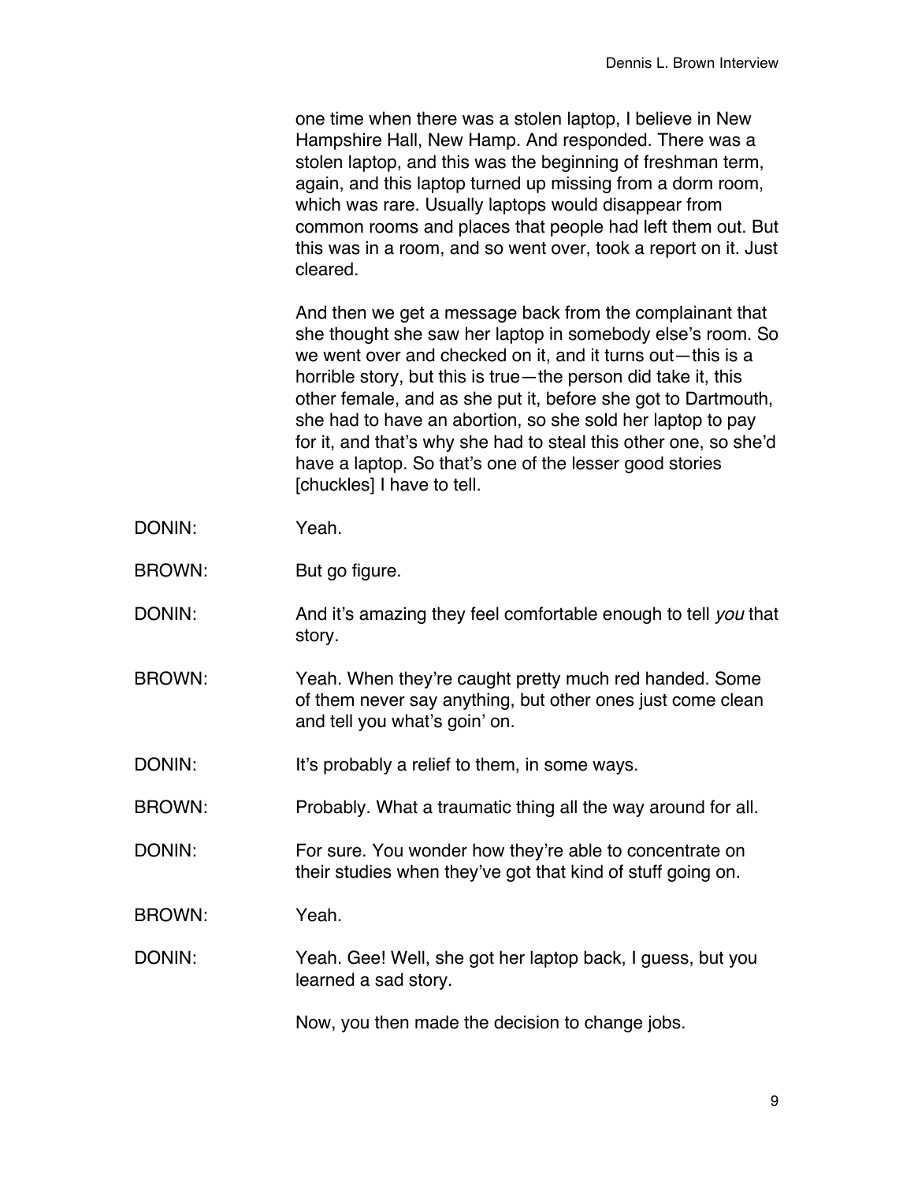one time when there was a stolen laptop, I believe in New Hampshire Hall, New Hamp. And responded. There was a stolen laptop, and this was the beginning of freshman term, again, and this laptop turned up missing from a dorm room, which was rare. Usually laptops would disappear from common rooms and places that people had left them out. But this was in a room, and so went over, took a report on it. Just cleared.

And then we get a message back from the complainant that she thought she saw her laptop in somebody else's room. So we went over and checked on it, and it turns out—this is a horrible story, but this is true—the person did take it, this other female, and as she put it, before she got to Dartmouth, she had to have an abortion, so she sold her laptop to pay for it, and that's why she had to steal this other one, so she'd have a laptop. So that's one of the lesser good stories [chuckles] I have to tell.

DONIN: Yeah.

BROWN: But go figure.

DONIN: And it's amazing they feel comfortable enough to tell *you* that story.

BROWN: Yeah. When they're caught pretty much red handed. Some of them never say anything, but other ones just come clean and tell you what's goin' on.

DONIN: It's probably a relief to them, in some ways.

BROWN: Probably. What a traumatic thing all the way around for all.

DONIN: For sure. You wonder how they're able to concentrate on their studies when they've got that kind of stuff going on.

BROWN: Yeah.

DONIN: Yeah. Gee! Well, she got her laptop back, I guess, but you learned a sad story.

Now, you then made the decision to change jobs.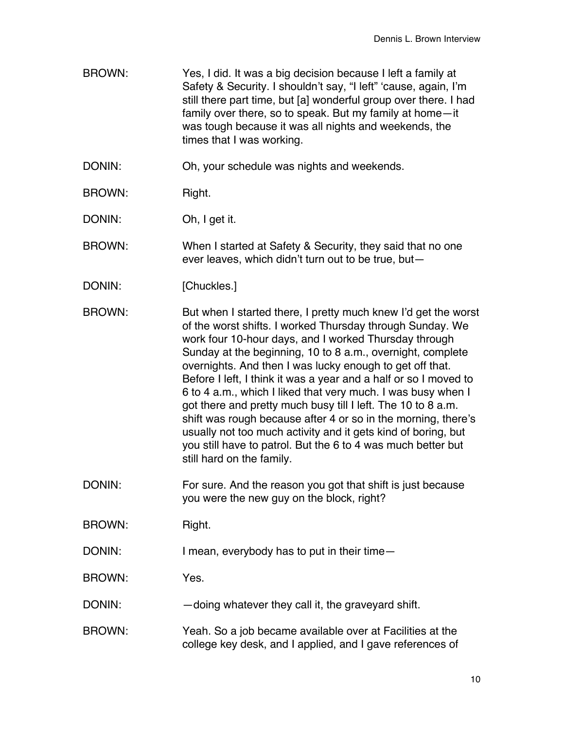BROWN: Yes, I did. It was a big decision because I left a family at Safety & Security. I shouldn't say, "I left" 'cause, again, I'm still there part time, but [a] wonderful group over there. I had family over there, so to speak. But my family at home—it was tough because it was all nights and weekends, the times that I was working.

DONIN: Oh, your schedule was nights and weekends.

BROWN: Right.

DONIN: Oh, I get it.

BROWN: When I started at Safety & Security, they said that no one ever leaves, which didn't turn out to be true, but—

DONIN: [Chuckles.]

BROWN: But when I started there, I pretty much knew I'd get the worst of the worst shifts. I worked Thursday through Sunday. We work four 10-hour days, and I worked Thursday through Sunday at the beginning, 10 to 8 a.m., overnight, complete overnights. And then I was lucky enough to get off that. Before I left, I think it was a year and a half or so I moved to 6 to 4 a.m., which I liked that very much. I was busy when I got there and pretty much busy till I left. The 10 to 8 a.m. shift was rough because after 4 or so in the morning, there's usually not too much activity and it gets kind of boring, but you still have to patrol. But the 6 to 4 was much better but still hard on the family.

DONIN: For sure. And the reason you got that shift is just because you were the new guy on the block, right?

BROWN: Right.

DONIN: I mean, everybody has to put in their time—

BROWN: Yes.

DONIN: —doing whatever they call it, the graveyard shift.

BROWN: Yeah. So a job became available over at Facilities at the college key desk, and I applied, and I gave references of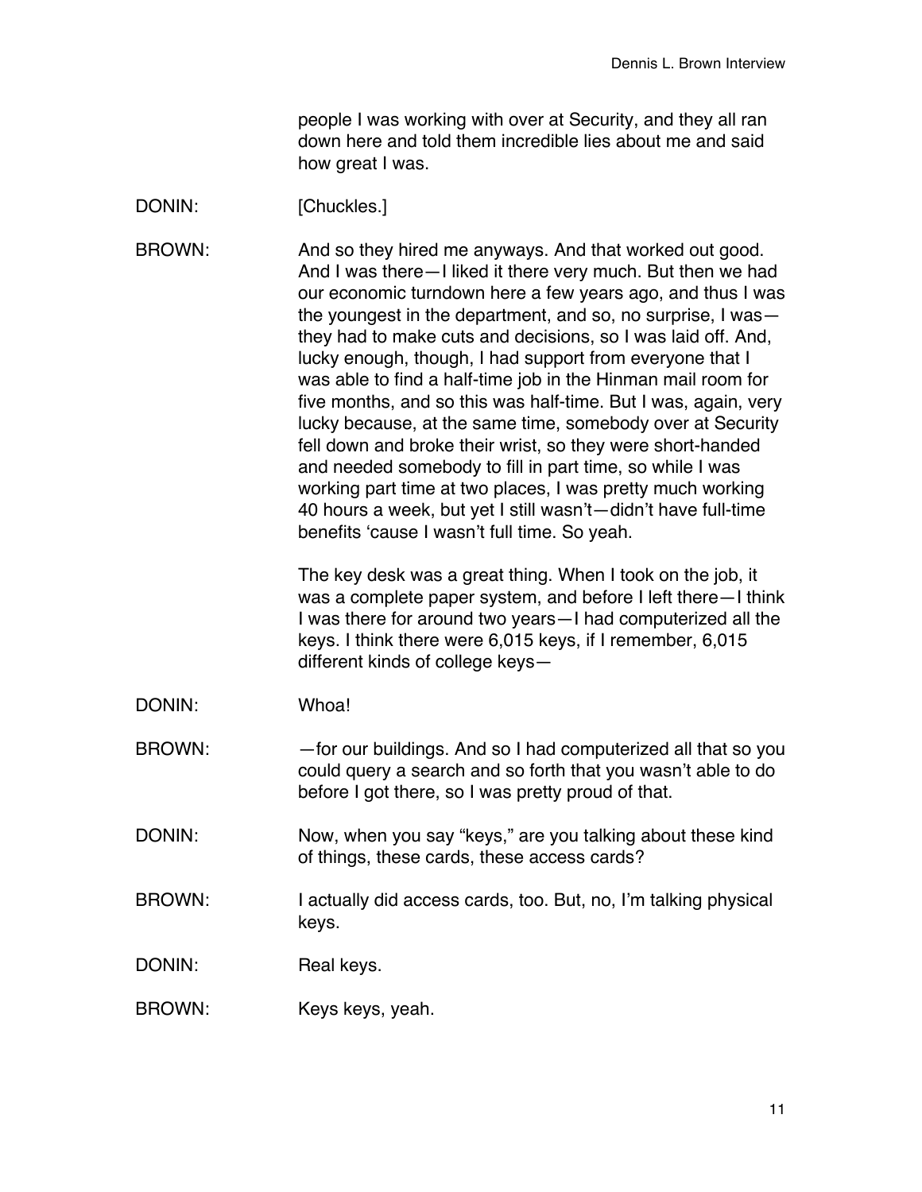people I was working with over at Security, and they all ran down here and told them incredible lies about me and said how great I was.

DONIN: [Chuckles.]

BROWN: And so they hired me anyways. And that worked out good. And I was there—I liked it there very much. But then we had our economic turndown here a few years ago, and thus I was the youngest in the department, and so, no surprise, I was—they had to make cuts and decisions, so I was laid off. And, lucky enough, though, I had support from everyone that I was able to find a half-time job in the Hinman mail room for five months, and so this was half-time. But I was, again, very lucky because, at the same time, somebody over at Security fell down and broke their wrist, so they were short-handed and needed somebody to fill in part time, so while I was working part time at two places, I was pretty much working 40 hours a week, but yet I still wasn't—didn't have full-time benefits 'cause I wasn't full time. So yeah.

The key desk was a great thing. When I took on the job, it was a complete paper system, and before I left there—I think I was there for around two years—I had computerized all the keys. I think there were 6,015 keys, if I remember, 6,015 different kinds of college keys—

DONIN: Whoa!

BROWN: —for our buildings. And so I had computerized all that so you could query a search and so forth that you wasn't able to do before I got there, so I was pretty proud of that.

DONIN: Now, when you say "keys," are you talking about these kind of things, these cards, these access cards?

BROWN: I actually did access cards, too. But, no, I'm talking physical keys.

DONIN: Real keys.

BROWN: Keys keys, yeah.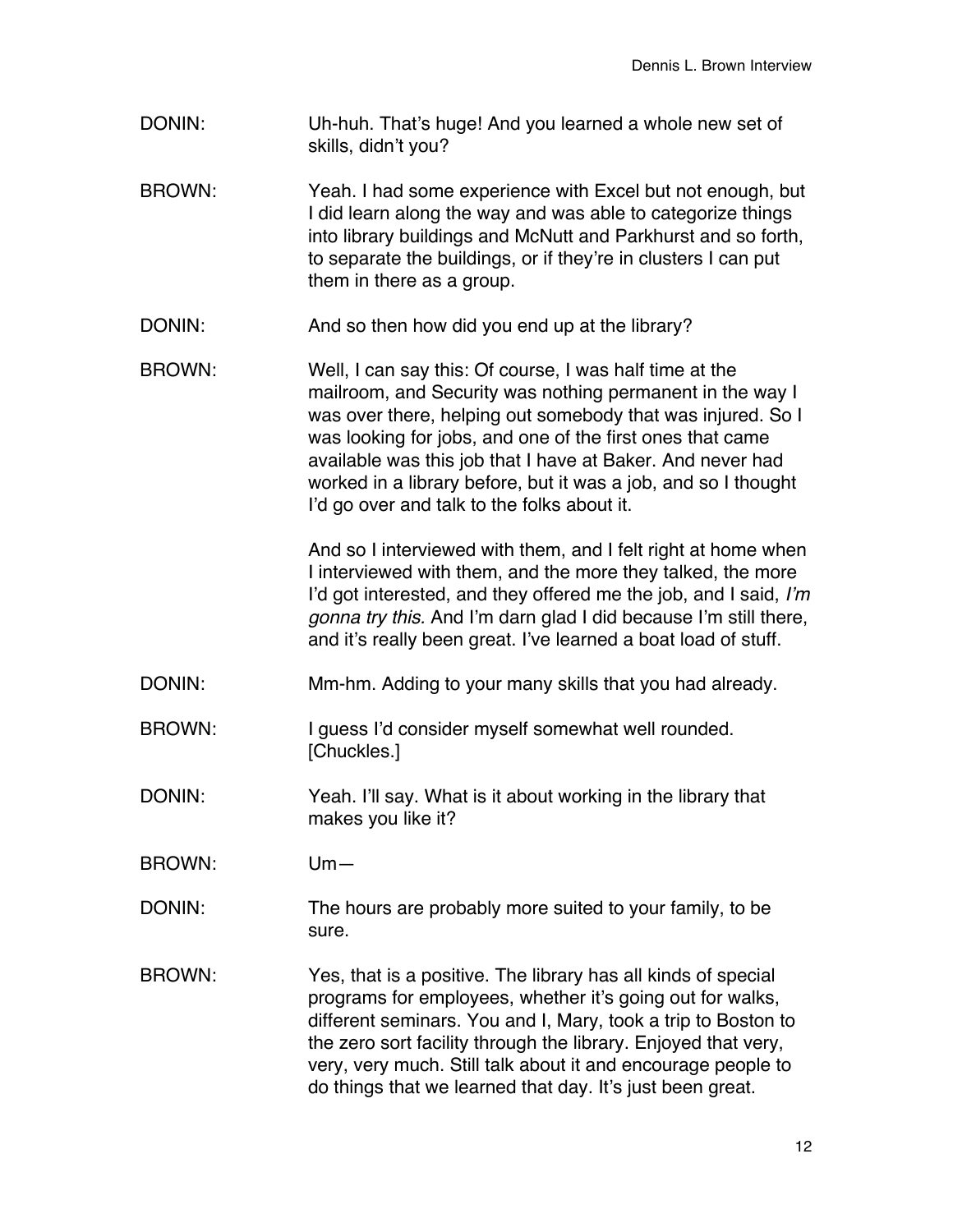DONIN: Uh-huh. That's huge! And you learned a whole new set of skills, didn't you?

BROWN: Yeah. I had some experience with Excel but not enough, but I did learn along the way and was able to categorize things into library buildings and McNutt and Parkhurst and so forth, to separate the buildings, or if they're in clusters I can put them in there as a group.

DONIN: And so then how did you end up at the library?

BROWN: Well, I can say this: Of course, I was half time at the mailroom, and Security was nothing permanent in the way I was over there, helping out somebody that was injured. So I was looking for jobs, and one of the first ones that came available was this job that I have at Baker. And never had worked in a library before, but it was a job, and so I thought I'd go over and talk to the folks about it.

And so I interviewed with them, and I felt right at home when I interviewed with them, and the more they talked, the more I'd got interested, and they offered me the job, and I said, *I'm gonna try this.* And I'm darn glad I did because I'm still there, and it's really been great. I've learned a boat load of stuff.

DONIN: Mm-hm. Adding to your many skills that you had already.

BROWN: I guess I'd consider myself somewhat well rounded. [Chuckles.]

DONIN: Yeah. I'll say. What is it about working in the library that makes you like it?

BROWN: Um—

DONIN: The hours are probably more suited to your family, to be sure.

BROWN: Yes, that is a positive. The library has all kinds of special programs for employees, whether it's going out for walks, different seminars. You and I, Mary, took a trip to Boston to the zero sort facility through the library. Enjoyed that very, very, very much. Still talk about it and encourage people to do things that we learned that day. It's just been great.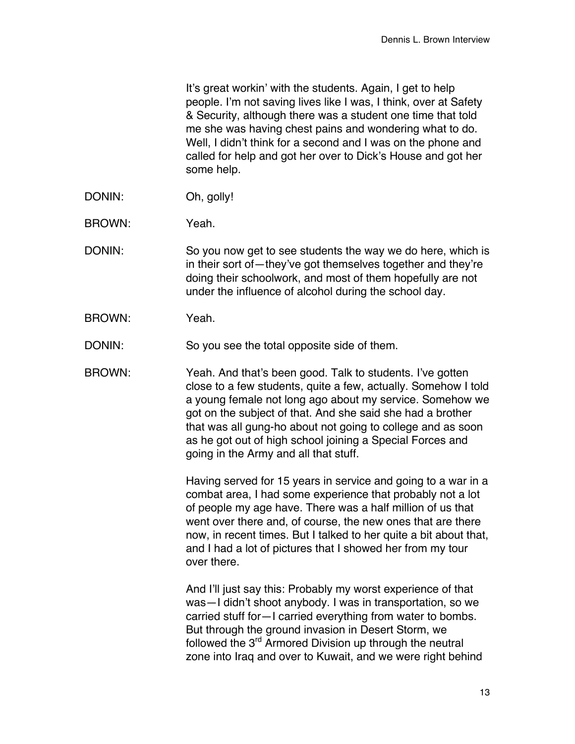It's great workin' with the students. Again, I get to help people. I'm not saving lives like I was, I think, over at Safety & Security, although there was a student one time that told me she was having chest pains and wondering what to do. Well, I didn't think for a second and I was on the phone and called for help and got her over to Dick's House and got her some help.

DONIN: Oh, golly!

BROWN: Yeah.

DONIN: So you now get to see students the way we do here, which is in their sort of—they've got themselves together and they're doing their schoolwork, and most of them hopefully are not under the influence of alcohol during the school day.

BROWN: Yeah.

DONIN: So you see the total opposite side of them.

BROWN: Yeah. And that's been good. Talk to students. I've gotten close to a few students, quite a few, actually. Somehow I told a young female not long ago about my service. Somehow we got on the subject of that. And she said she had a brother that was all gung-ho about not going to college and as soon as he got out of high school joining a Special Forces and going in the Army and all that stuff.

Having served for 15 years in service and going to a war in a combat area, I had some experience that probably not a lot of people my age have. There was a half million of us that went over there and, of course, the new ones that are there now, in recent times. But I talked to her quite a bit about that, and I had a lot of pictures that I showed her from my tour over there.

And I'll just say this: Probably my worst experience of that was—I didn't shoot anybody. I was in transportation, so we carried stuff for—I carried everything from water to bombs. But through the ground invasion in Desert Storm, we followed the 3rd Armored Division up through the neutral zone into Iraq and over to Kuwait, and we were right behind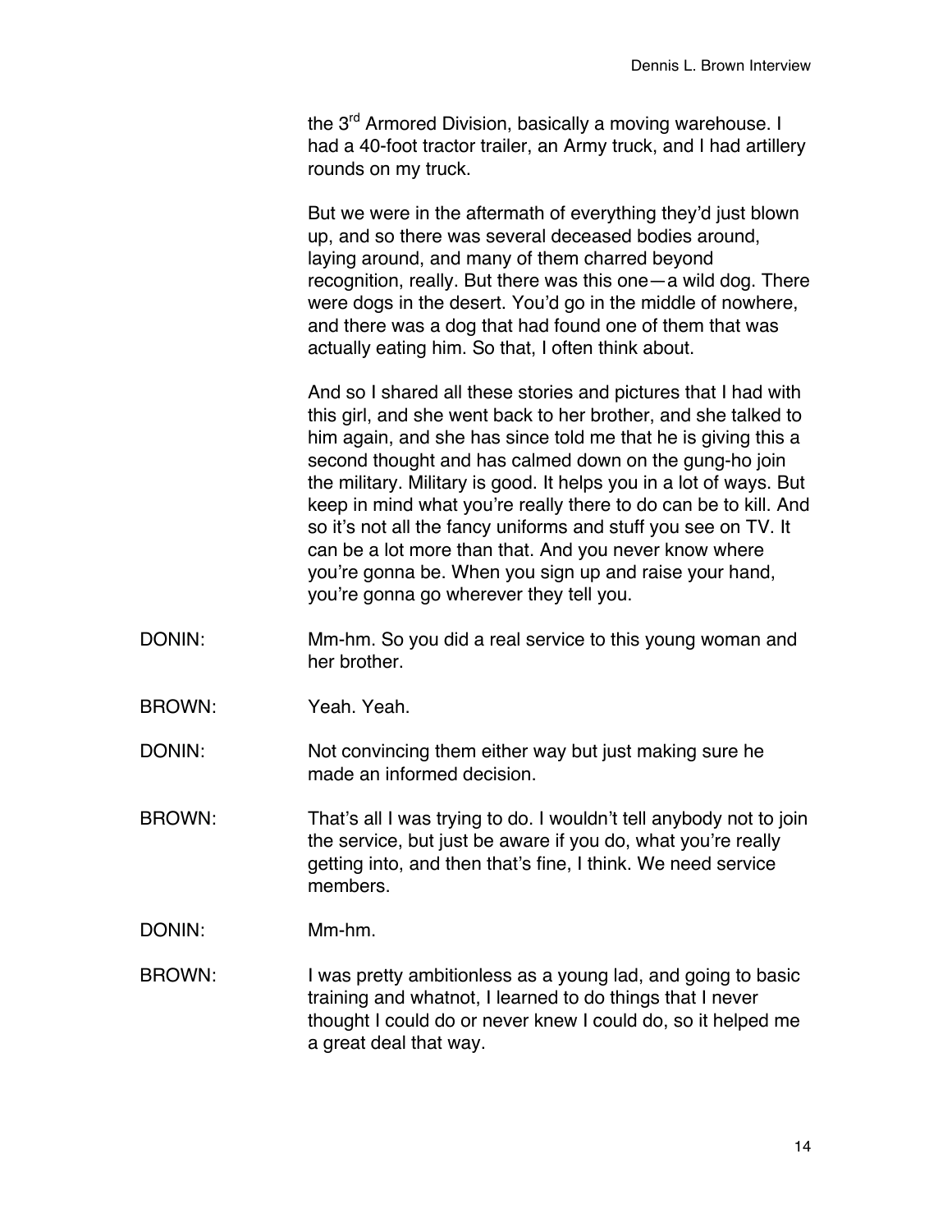the 3rd Armored Division, basically a moving warehouse. I had a 40-foot tractor trailer, an Army truck, and I had artillery rounds on my truck.

But we were in the aftermath of everything they'd just blown up, and so there was several deceased bodies around, laying around, and many of them charred beyond recognition, really. But there was this one—a wild dog. There were dogs in the desert. You'd go in the middle of nowhere, and there was a dog that had found one of them that was actually eating him. So that, I often think about.

And so I shared all these stories and pictures that I had with this girl, and she went back to her brother, and she talked to him again, and she has since told me that he is giving this a second thought and has calmed down on the gung-ho join the military. Military is good. It helps you in a lot of ways. But keep in mind what you're really there to do can be to kill. And so it's not all the fancy uniforms and stuff you see on TV. It can be a lot more than that. And you never know where you're gonna be. When you sign up and raise your hand, you're gonna go wherever they tell you.

DONIN: Mm-hm. So you did a real service to this young woman and her brother.

BROWN: Yeah. Yeah.

DONIN: Not convincing them either way but just making sure he made an informed decision.

BROWN: That's all I was trying to do. I wouldn't tell anybody not to join the service, but just be aware if you do, what you're really getting into, and then that's fine, I think. We need service members.

DONIN: Mm-hm.

BROWN: I was pretty ambitionless as a young lad, and going to basic training and whatnot, I learned to do things that I never thought I could do or never knew I could do, so it helped me a great deal that way.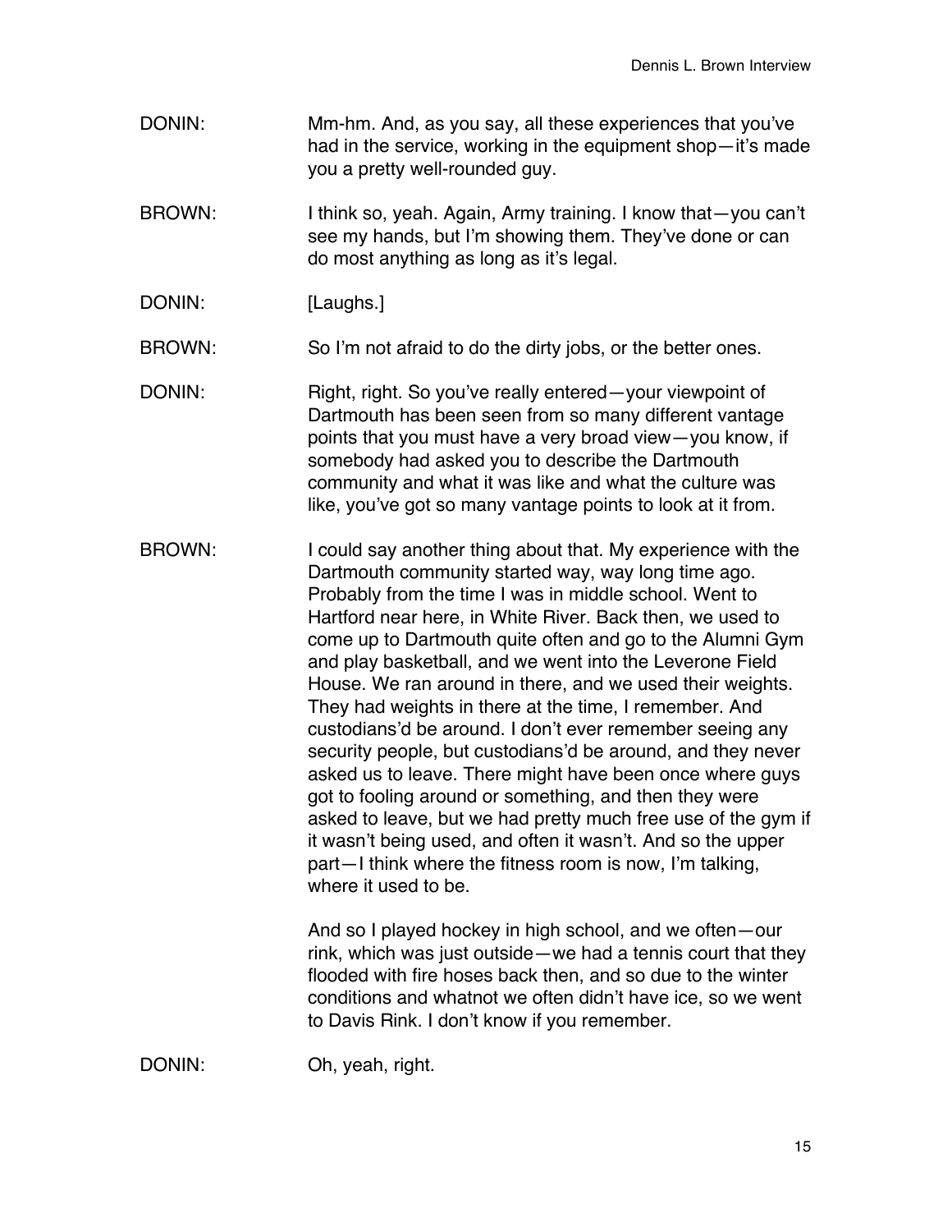DONIN: Mm-hm. And, as you say, all these experiences that you've had in the service, working in the equipment shop—it's made you a pretty well-rounded guy.

BROWN: I think so, yeah. Again, Army training. I know that—you can't see my hands, but I'm showing them. They've done or can do most anything as long as it's legal.

DONIN: [Laughs.]

BROWN: So I'm not afraid to do the dirty jobs, or the better ones.

DONIN: Right, right. So you've really entered—your viewpoint of Dartmouth has been seen from so many different vantage points that you must have a very broad view—you know, if somebody had asked you to describe the Dartmouth community and what it was like and what the culture was like, you've got so many vantage points to look at it from.

BROWN: I could say another thing about that. My experience with the Dartmouth community started way, way long time ago. Probably from the time I was in middle school. Went to Hartford near here, in White River. Back then, we used to come up to Dartmouth quite often and go to the Alumni Gym and play basketball, and we went into the Leverone Field House. We ran around in there, and we used their weights. They had weights in there at the time, I remember. And custodians'd be around. I don't ever remember seeing any security people, but custodians'd be around, and they never asked us to leave. There might have been once where guys got to fooling around or something, and then they were asked to leave, but we had pretty much free use of the gym if it wasn't being used, and often it wasn't. And so the upper part—I think where the fitness room is now, I'm talking, where it used to be.

And so I played hockey in high school, and we often—our rink, which was just outside—we had a tennis court that they flooded with fire hoses back then, and so due to the winter conditions and whatnot we often didn't have ice, so we went to Davis Rink. I don't know if you remember.

DONIN: Oh, yeah, right.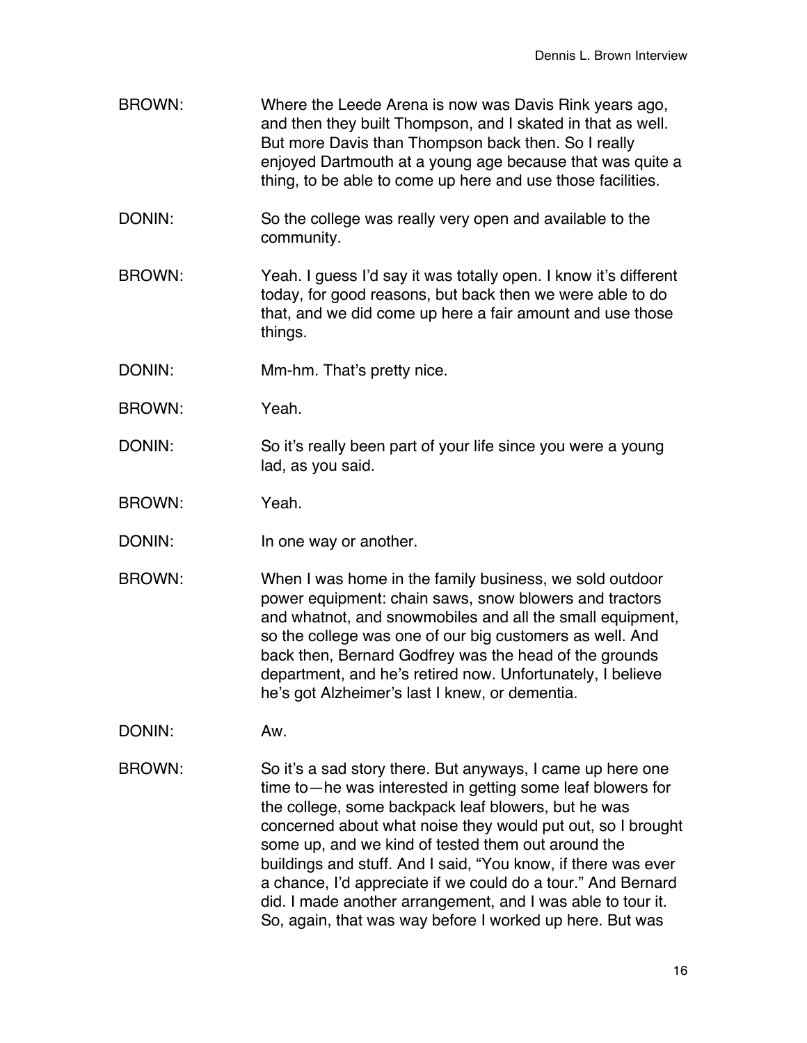BROWN: Where the Leede Arena is now was Davis Rink years ago, and then they built Thompson, and I skated in that as well. But more Davis than Thompson back then. So I really enjoyed Dartmouth at a young age because that was quite a thing, to be able to come up here and use those facilities.

DONIN: So the college was really very open and available to the community.

BROWN: Yeah. I guess I'd say it was totally open. I know it's different today, for good reasons, but back then we were able to do that, and we did come up here a fair amount and use those things.

DONIN: Mm-hm. That's pretty nice.

BROWN: Yeah.

DONIN: So it's really been part of your life since you were a young lad, as you said.

BROWN: Yeah.

DONIN: In one way or another.

BROWN: When I was home in the family business, we sold outdoor power equipment: chain saws, snow blowers and tractors and whatnot, and snowmobiles and all the small equipment, so the college was one of our big customers as well. And back then, Bernard Godfrey was the head of the grounds department, and he's retired now. Unfortunately, I believe he's got Alzheimer's last I knew, or dementia.

DONIN: Aw.

BROWN: So it's a sad story there. But anyways, I came up here one time to—he was interested in getting some leaf blowers for the college, some backpack leaf blowers, but he was concerned about what noise they would put out, so I brought some up, and we kind of tested them out around the buildings and stuff. And I said, "You know, if there was ever a chance, I'd appreciate if we could do a tour." And Bernard did. I made another arrangement, and I was able to tour it. So, again, that was way before I worked up here. But was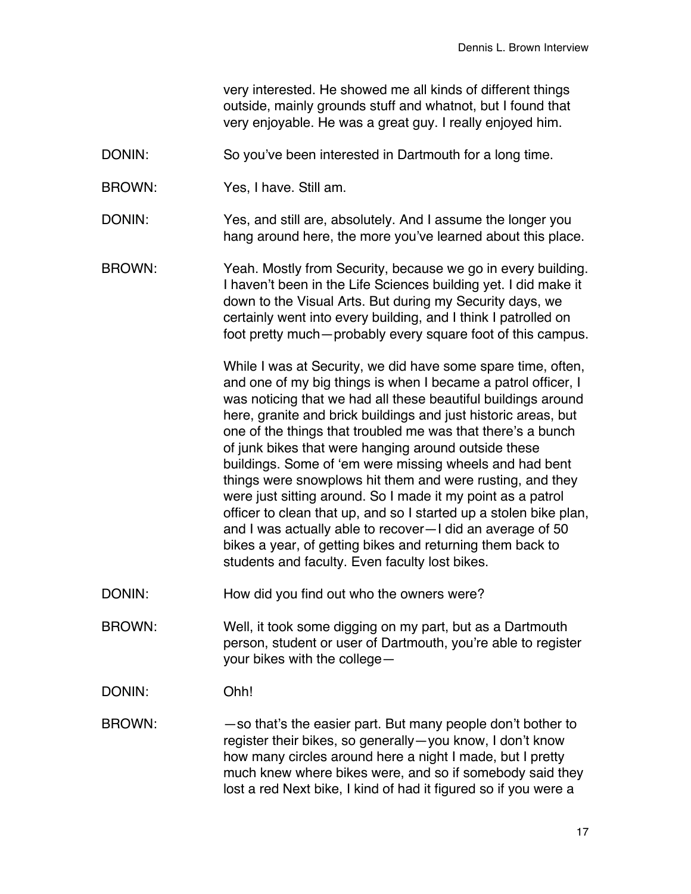very interested. He showed me all kinds of different things outside, mainly grounds stuff and whatnot, but I found that very enjoyable. He was a great guy. I really enjoyed him.

DONIN: So you've been interested in Dartmouth for a long time.

BROWN: Yes, I have. Still am.

DONIN: Yes, and still are, absolutely. And I assume the longer you hang around here, the more you've learned about this place.

BROWN: Yeah. Mostly from Security, because we go in every building. I haven't been in the Life Sciences building yet. I did make it down to the Visual Arts. But during my Security days, we certainly went into every building, and I think I patrolled on foot pretty much—probably every square foot of this campus.

While I was at Security, we did have some spare time, often, and one of my big things is when I became a patrol officer, I was noticing that we had all these beautiful buildings around here, granite and brick buildings and just historic areas, but one of the things that troubled me was that there's a bunch of junk bikes that were hanging around outside these buildings. Some of 'em were missing wheels and had bent things were snowplows hit them and were rusting, and they were just sitting around. So I made it my point as a patrol officer to clean that up, and so I started up a stolen bike plan, and I was actually able to recover—I did an average of 50 bikes a year, of getting bikes and returning them back to students and faculty. Even faculty lost bikes.

DONIN: How did you find out who the owners were?

BROWN: Well, it took some digging on my part, but as a Dartmouth person, student or user of Dartmouth, you're able to register your bikes with the college—

DONIN: Ohh!

BROWN: —so that's the easier part. But many people don't bother to register their bikes, so generally—you know, I don't know how many circles around here a night I made, but I pretty much knew where bikes were, and so if somebody said they lost a red Next bike, I kind of had it figured so if you were a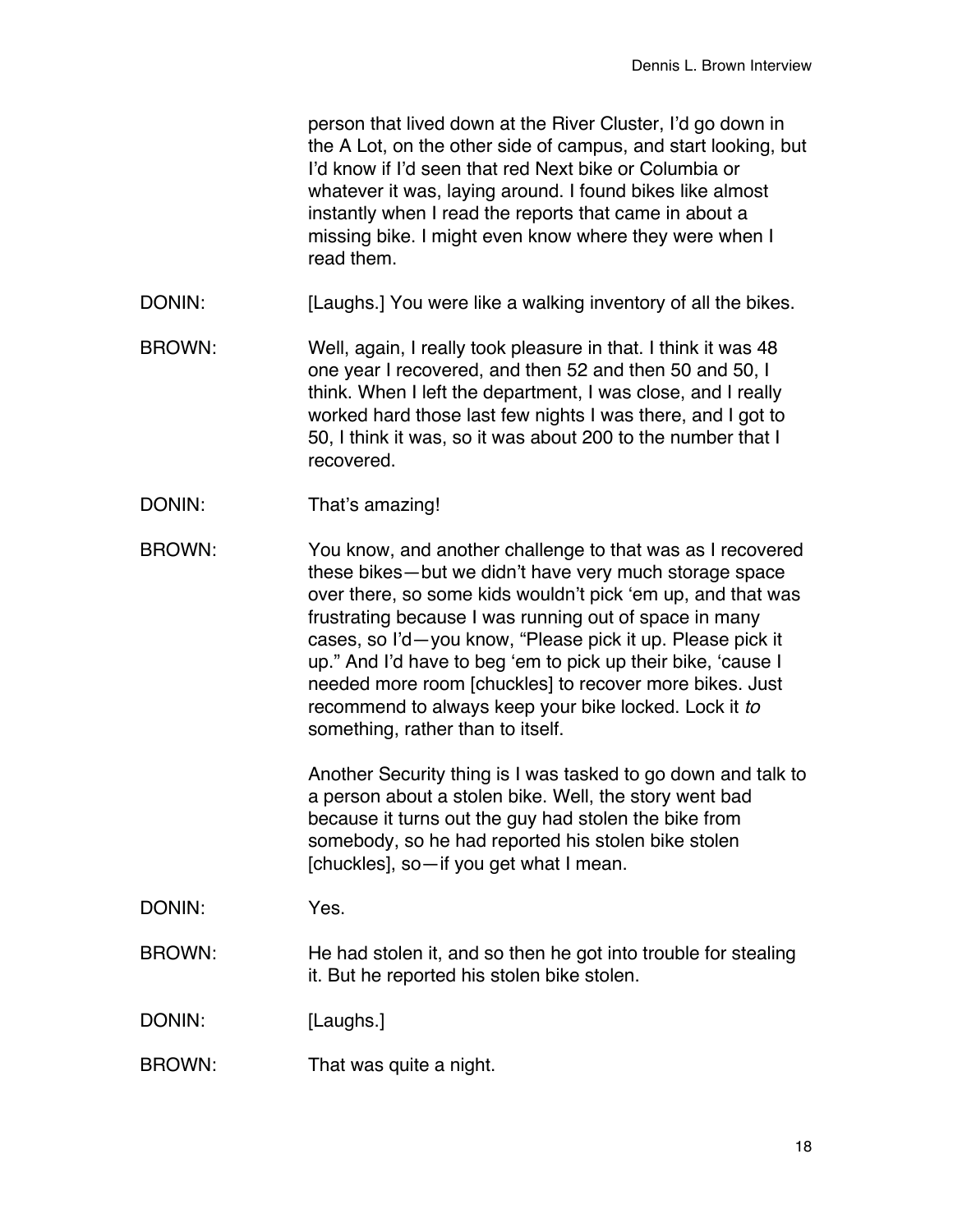person that lived down at the River Cluster, I'd go down in the A Lot, on the other side of campus, and start looking, but I'd know if I'd seen that red Next bike or Columbia or whatever it was, laying around. I found bikes like almost instantly when I read the reports that came in about a missing bike. I might even know where they were when I read them.

DONIN: [Laughs.] You were like a walking inventory of all the bikes.

BROWN: Well, again, I really took pleasure in that. I think it was 48 one year I recovered, and then 52 and then 50 and 50, I think. When I left the department, I was close, and I really worked hard those last few nights I was there, and I got to 50, I think it was, so it was about 200 to the number that I recovered.

DONIN: That's amazing!

BROWN: You know, and another challenge to that was as I recovered these bikes—but we didn't have very much storage space over there, so some kids wouldn't pick 'em up, and that was frustrating because I was running out of space in many cases, so I'd—you know, "Please pick it up. Please pick it up." And I'd have to beg 'em to pick up their bike, 'cause I needed more room [chuckles] to recover more bikes. Just recommend to always keep your bike locked. Lock it *to* something, rather than to itself.

Another Security thing is I was tasked to go down and talk to a person about a stolen bike. Well, the story went bad because it turns out the guy had stolen the bike from somebody, so he had reported his stolen bike stolen [chuckles], so—if you get what I mean.

DONIN: Yes.

BROWN: He had stolen it, and so then he got into trouble for stealing it. But he reported his stolen bike stolen.

DONIN: [Laughs.]

BROWN: That was quite a night.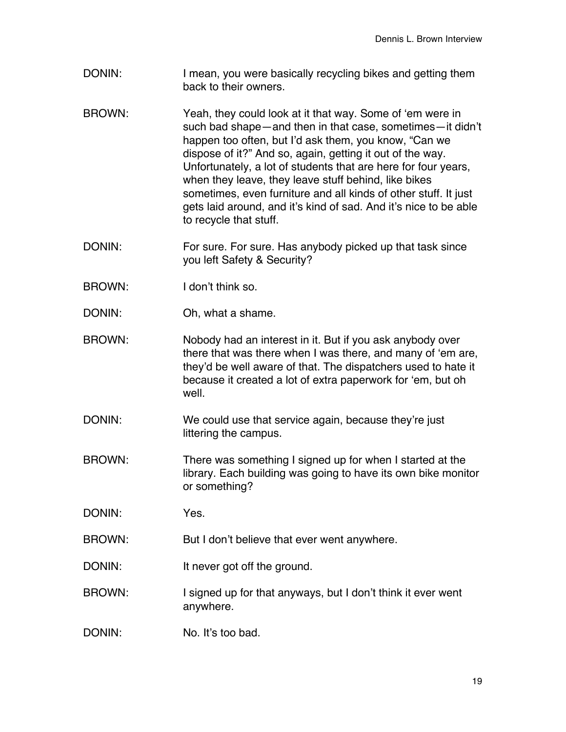DONIN: I mean, you were basically recycling bikes and getting them back to their owners.

BROWN: Yeah, they could look at it that way. Some of 'em were in such bad shape—and then in that case, sometimes—it didn't happen too often, but I'd ask them, you know, "Can we dispose of it?" And so, again, getting it out of the way. Unfortunately, a lot of students that are here for four years, when they leave, they leave stuff behind, like bikes sometimes, even furniture and all kinds of other stuff. It just gets laid around, and it's kind of sad. And it's nice to be able to recycle that stuff.

DONIN: For sure. For sure. Has anybody picked up that task since you left Safety & Security?

BROWN: I don't think so.

DONIN: Oh, what a shame.

BROWN: Nobody had an interest in it. But if you ask anybody over there that was there when I was there, and many of 'em are, they'd be well aware of that. The dispatchers used to hate it because it created a lot of extra paperwork for 'em, but oh well.

DONIN: We could use that service again, because they're just littering the campus.

BROWN: There was something I signed up for when I started at the library. Each building was going to have its own bike monitor or something?

DONIN: Yes.

BROWN: But I don't believe that ever went anywhere.

DONIN: It never got off the ground.

BROWN: I signed up for that anyways, but I don't think it ever went anywhere.

DONIN: No. It's too bad.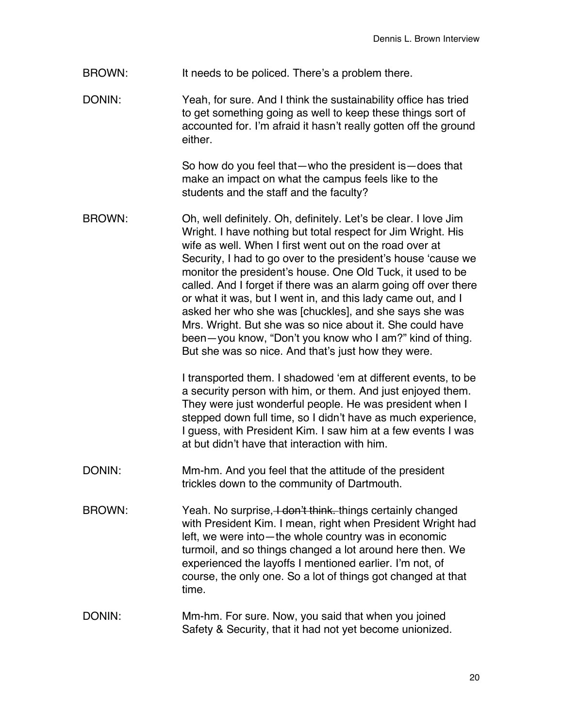BROWN: It needs to be policed. There's a problem there.

DONIN: Yeah, for sure. And I think the sustainability office has tried to get something going as well to keep these things sort of accounted for. I'm afraid it hasn't really gotten off the ground either.

So how do you feel that—who the president is—does that make an impact on what the campus feels like to the students and the staff and the faculty?

BROWN: Oh, well definitely. Oh, definitely. Let's be clear. I love Jim Wright. I have nothing but total respect for Jim Wright. His wife as well. When I first went out on the road over at Security, I had to go over to the president's house 'cause we monitor the president's house. One Old Tuck, it used to be called. And I forget if there was an alarm going off over there or what it was, but I went in, and this lady came out, and I asked her who she was [chuckles], and she says she was Mrs. Wright. But she was so nice about it. She could have been—you know, "Don't you know who I am?" kind of thing. But she was so nice. And that's just how they were.

I transported them. I shadowed 'em at different events, to be a security person with him, or them. And just enjoyed them. They were just wonderful people. He was president when I stepped down full time, so I didn't have as much experience, I guess, with President Kim. I saw him at a few events I was at but didn't have that interaction with him.

DONIN: Mm-hm. And you feel that the attitude of the president trickles down to the community of Dartmouth.

BROWN: Yeah. No surprise, ~~I don't think.~~ things certainly changed with President Kim. I mean, right when President Wright had left, we were into—the whole country was in economic turmoil, and so things changed a lot around here then. We experienced the layoffs I mentioned earlier. I'm not, of course, the only one. So a lot of things got changed at that time.

DONIN: Mm-hm. For sure. Now, you said that when you joined Safety & Security, that it had not yet become unionized.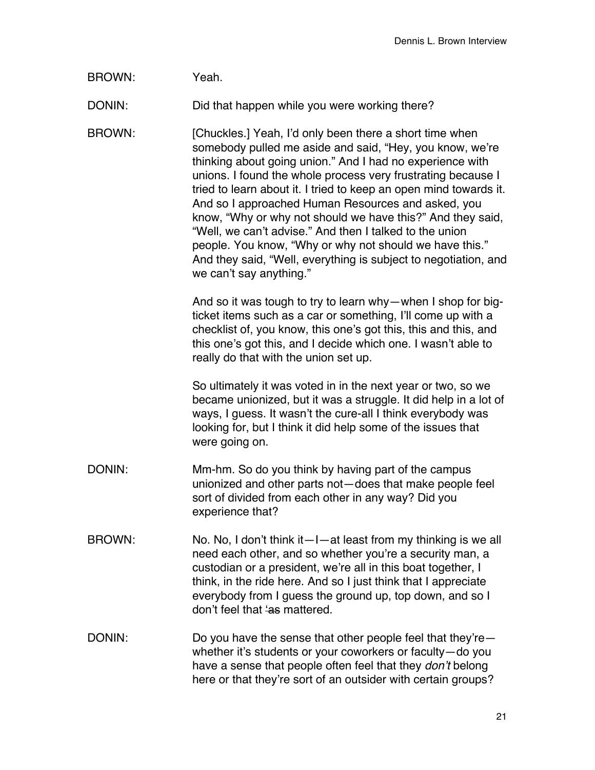BROWN: Yeah.

DONIN: Did that happen while you were working there?

BROWN: [Chuckles.] Yeah, I'd only been there a short time when somebody pulled me aside and said, "Hey, you know, we're thinking about going union." And I had no experience with unions. I found the whole process very frustrating because I tried to learn about it. I tried to keep an open mind towards it. And so I approached Human Resources and asked, you know, "Why or why not should we have this?" And they said, "Well, we can't advise." And then I talked to the union people. You know, "Why or why not should we have this." And they said, "Well, everything is subject to negotiation, and we can't say anything."

And so it was tough to try to learn why—when I shop for big-ticket items such as a car or something, I'll come up with a checklist of, you know, this one's got this, this and this, and this one's got this, and I decide which one. I wasn't able to really do that with the union set up.

So ultimately it was voted in in the next year or two, so we became unionized, but it was a struggle. It did help in a lot of ways, I guess. It wasn't the cure-all I think everybody was looking for, but I think it did help some of the issues that were going on.

DONIN: Mm-hm. So do you think by having part of the campus unionized and other parts not—does that make people feel sort of divided from each other in any way? Did you experience that?

BROWN: No. No, I don't think it—I—at least from my thinking is we all need each other, and so whether you're a security man, a custodian or a president, we're all in this boat together, I think, in the ride here. And so I just think that I appreciate everybody from I guess the ground up, top down, and so I don't feel that 'as mattered.

DONIN: Do you have the sense that other people feel that they're—whether it's students or your coworkers or faculty—do you have a sense that people often feel that they *don't* belong here or that they're sort of an outsider with certain groups?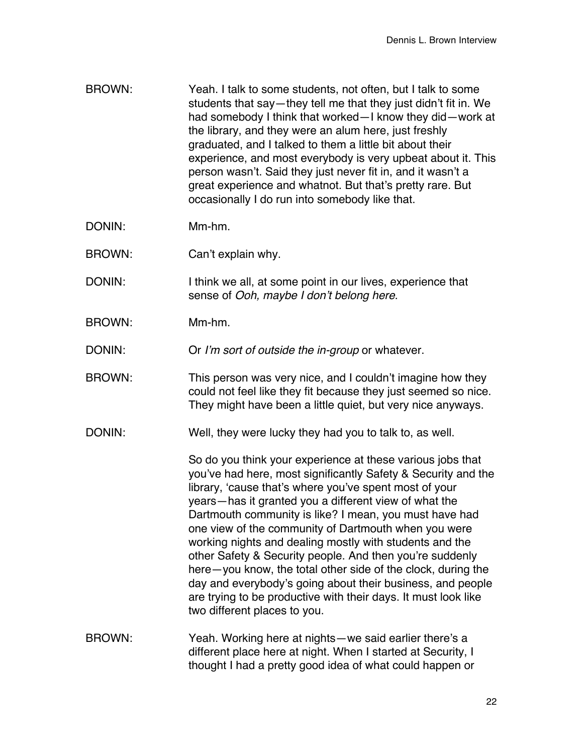BROWN: Yeah. I talk to some students, not often, but I talk to some students that say—they tell me that they just didn't fit in. We had somebody I think that worked—I know they did—work at the library, and they were an alum here, just freshly graduated, and I talked to them a little bit about their experience, and most everybody is very upbeat about it. This person wasn't. Said they just never fit in, and it wasn't a great experience and whatnot. But that's pretty rare. But occasionally I do run into somebody like that.

DONIN: Mm-hm.

BROWN: Can't explain why.

DONIN: I think we all, at some point in our lives, experience that sense of *Ooh, maybe I don't belong here*.

BROWN: Mm-hm.

DONIN: Or *I'm sort of outside the in-group* or whatever.

BROWN: This person was very nice, and I couldn't imagine how they could not feel like they fit because they just seemed so nice. They might have been a little quiet, but very nice anyways.

DONIN: Well, they were lucky they had you to talk to, as well.

So do you think your experience at these various jobs that you've had here, most significantly Safety & Security and the library, 'cause that's where you've spent most of your years—has it granted you a different view of what the Dartmouth community is like? I mean, you must have had one view of the community of Dartmouth when you were working nights and dealing mostly with students and the other Safety & Security people. And then you're suddenly here—you know, the total other side of the clock, during the day and everybody's going about their business, and people are trying to be productive with their days. It must look like two different places to you.

BROWN: Yeah. Working here at nights—we said earlier there's a different place here at night. When I started at Security, I thought I had a pretty good idea of what could happen or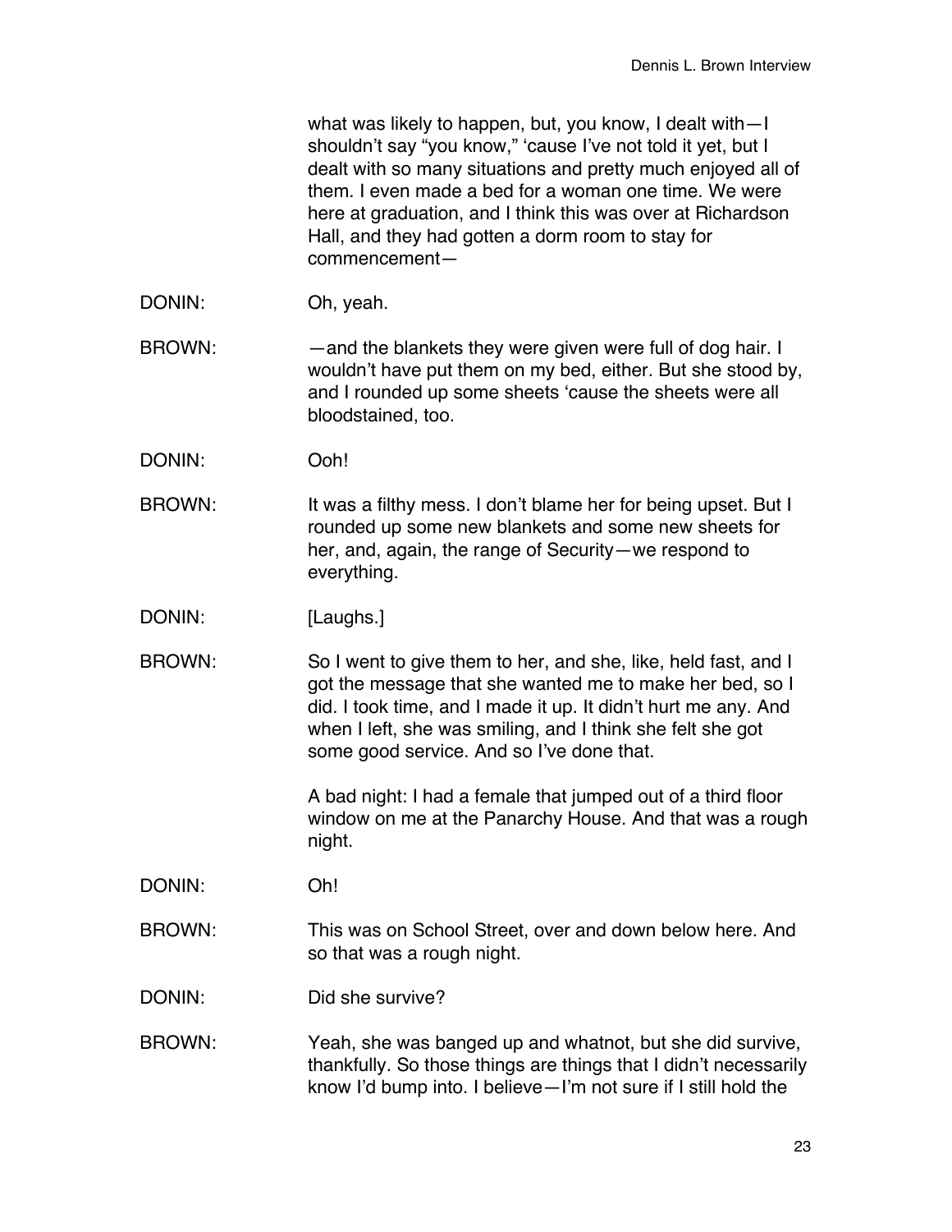what was likely to happen, but, you know, I dealt with—I shouldn't say "you know," 'cause I've not told it yet, but I dealt with so many situations and pretty much enjoyed all of them. I even made a bed for a woman one time. We were here at graduation, and I think this was over at Richardson Hall, and they had gotten a dorm room to stay for commencement—

DONIN: Oh, yeah.

BROWN: —and the blankets they were given were full of dog hair. I wouldn't have put them on my bed, either. But she stood by, and I rounded up some sheets 'cause the sheets were all bloodstained, too.

DONIN: Ooh!

BROWN: It was a filthy mess. I don't blame her for being upset. But I rounded up some new blankets and some new sheets for her, and, again, the range of Security—we respond to everything.

DONIN: [Laughs.]

BROWN: So I went to give them to her, and she, like, held fast, and I got the message that she wanted me to make her bed, so I did. I took time, and I made it up. It didn't hurt me any. And when I left, she was smiling, and I think she felt she got some good service. And so I've done that.

A bad night: I had a female that jumped out of a third floor window on me at the Panarchy House. And that was a rough night.

DONIN: Oh!

BROWN: This was on School Street, over and down below here. And so that was a rough night.

DONIN: Did she survive?

BROWN: Yeah, she was banged up and whatnot, but she did survive, thankfully. So those things are things that I didn't necessarily know I'd bump into. I believe—I'm not sure if I still hold the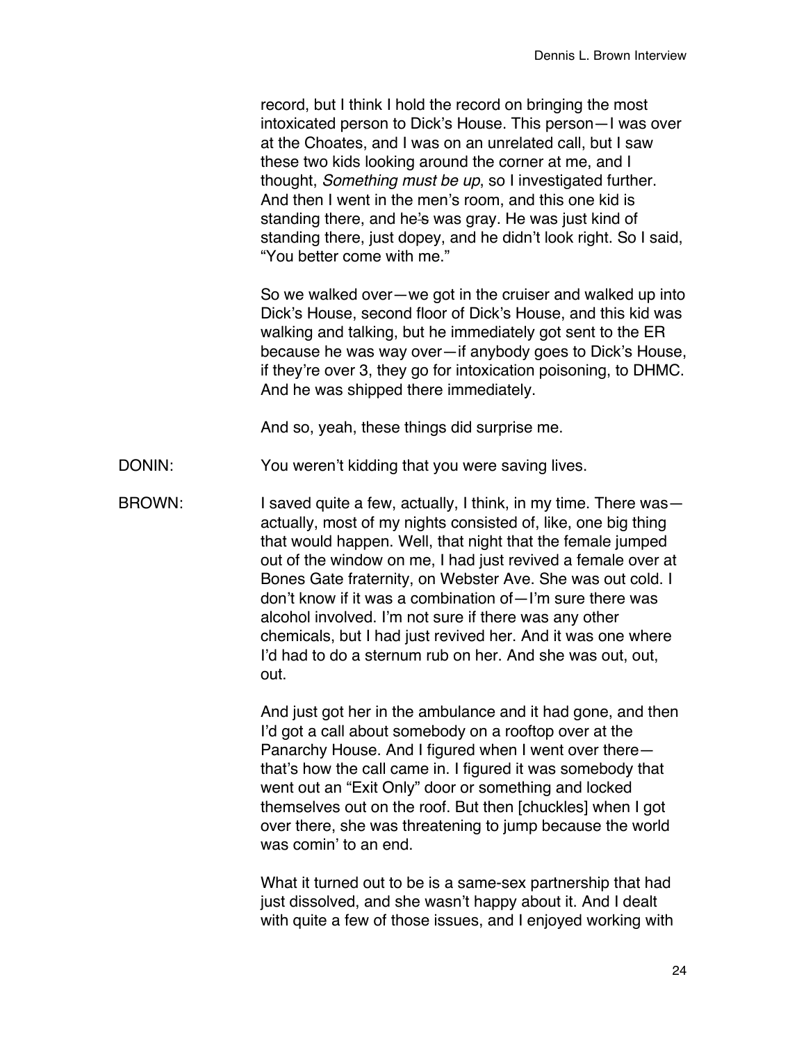record, but I think I hold the record on bringing the most intoxicated person to Dick's House. This person—I was over at the Choates, and I was on an unrelated call, but I saw these two kids looking around the corner at me, and I thought, *Something must be up*, so I investigated further. And then I went in the men's room, and this one kid is standing there, and he~~'s~~ was gray. He was just kind of standing there, just dopey, and he didn't look right. So I said, "You better come with me."

So we walked over—we got in the cruiser and walked up into Dick's House, second floor of Dick's House, and this kid was walking and talking, but he immediately got sent to the ER because he was way over—if anybody goes to Dick's House, if they're over 3, they go for intoxication poisoning, to DHMC. And he was shipped there immediately.

And so, yeah, these things did surprise me.

DONIN: You weren't kidding that you were saving lives.

BROWN: I saved quite a few, actually, I think, in my time. There was—actually, most of my nights consisted of, like, one big thing that would happen. Well, that night that the female jumped out of the window on me, I had just revived a female over at Bones Gate fraternity, on Webster Ave. She was out cold. I don't know if it was a combination of—I'm sure there was alcohol involved. I'm not sure if there was any other chemicals, but I had just revived her. And it was one where I'd had to do a sternum rub on her. And she was out, out, out.

And just got her in the ambulance and it had gone, and then I'd got a call about somebody on a rooftop over at the Panarchy House. And I figured when I went over there—that's how the call came in. I figured it was somebody that went out an "Exit Only" door or something and locked themselves out on the roof. But then [chuckles] when I got over there, she was threatening to jump because the world was comin' to an end.

What it turned out to be is a same-sex partnership that had just dissolved, and she wasn't happy about it. And I dealt with quite a few of those issues, and I enjoyed working with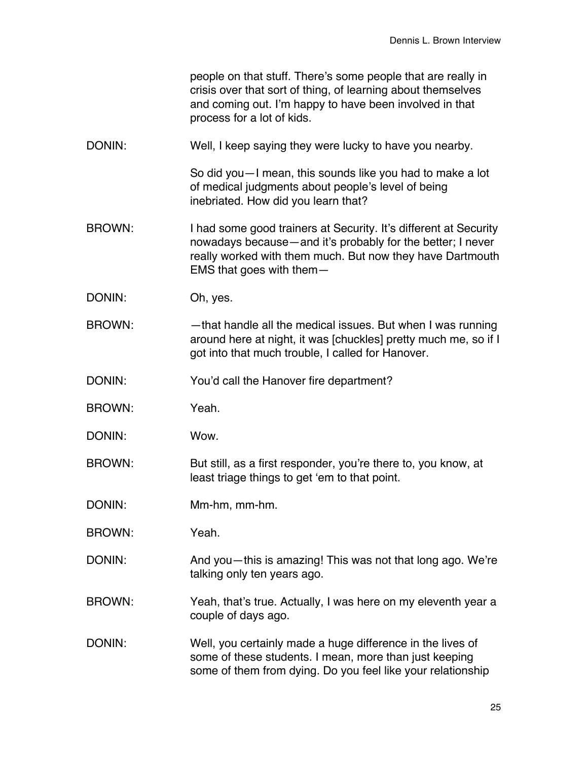people on that stuff. There's some people that are really in crisis over that sort of thing, of learning about themselves and coming out. I'm happy to have been involved in that process for a lot of kids.

DONIN: Well, I keep saying they were lucky to have you nearby.

So did you—I mean, this sounds like you had to make a lot of medical judgments about people's level of being inebriated. How did you learn that?

BROWN: I had some good trainers at Security. It's different at Security nowadays because—and it's probably for the better; I never really worked with them much. But now they have Dartmouth EMS that goes with them—

DONIN: Oh, yes.

BROWN: —that handle all the medical issues. But when I was running around here at night, it was [chuckles] pretty much me, so if I got into that much trouble, I called for Hanover.

DONIN: You'd call the Hanover fire department?

BROWN: Yeah.

DONIN: Wow.

BROWN: But still, as a first responder, you're there to, you know, at least triage things to get 'em to that point.

DONIN: Mm-hm, mm-hm.

BROWN: Yeah.

DONIN: And you—this is amazing! This was not that long ago. We're talking only ten years ago.

BROWN: Yeah, that's true. Actually, I was here on my eleventh year a couple of days ago.

DONIN: Well, you certainly made a huge difference in the lives of some of these students. I mean, more than just keeping some of them from dying. Do you feel like your relationship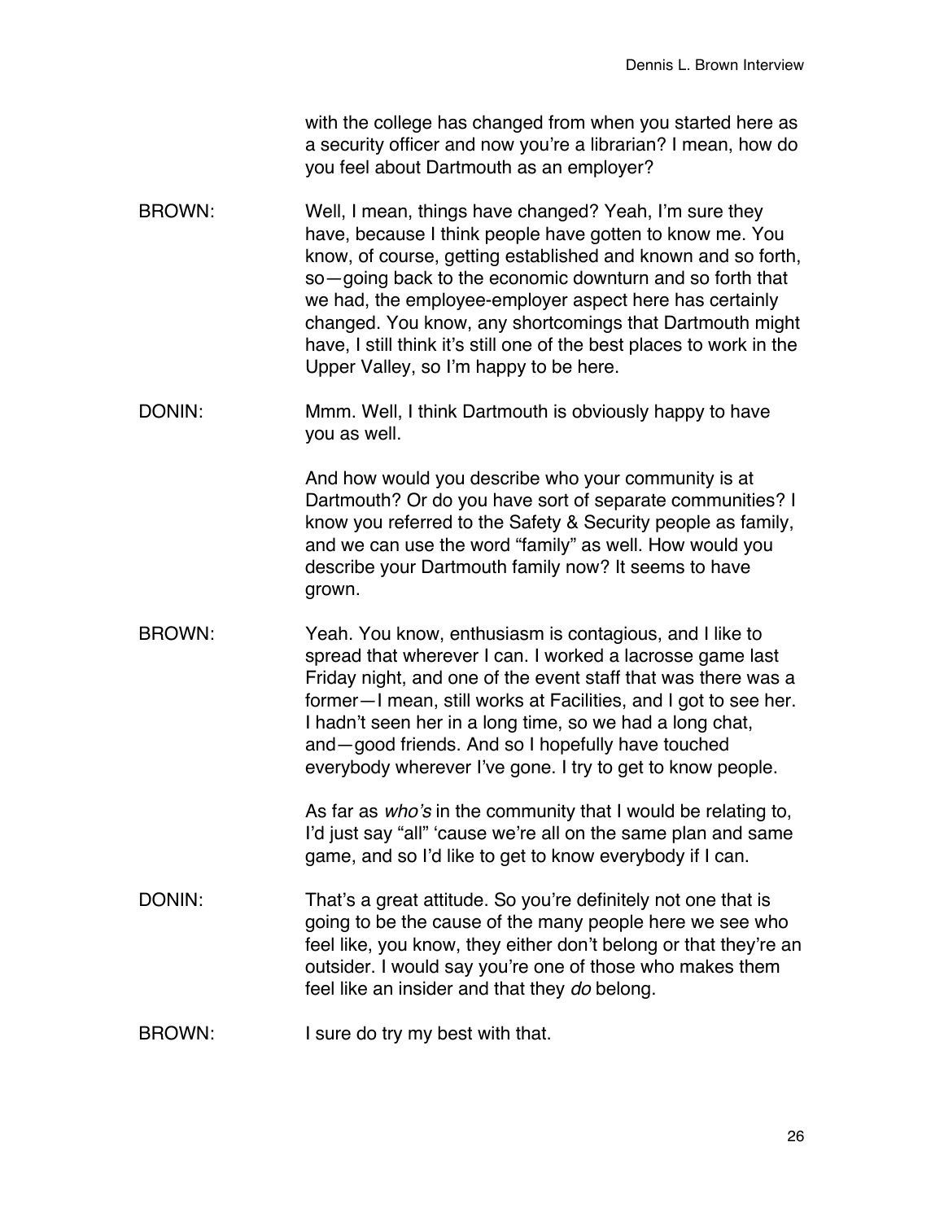with the college has changed from when you started here as a security officer and now you're a librarian? I mean, how do you feel about Dartmouth as an employer?

BROWN: Well, I mean, things have changed? Yeah, I'm sure they have, because I think people have gotten to know me. You know, of course, getting established and known and so forth, so—going back to the economic downturn and so forth that we had, the employee-employer aspect here has certainly changed. You know, any shortcomings that Dartmouth might have, I still think it's still one of the best places to work in the Upper Valley, so I'm happy to be here.

DONIN: Mmm. Well, I think Dartmouth is obviously happy to have you as well.

And how would you describe who your community is at Dartmouth? Or do you have sort of separate communities? I know you referred to the Safety & Security people as family, and we can use the word "family" as well. How would you describe your Dartmouth family now? It seems to have grown.

BROWN: Yeah. You know, enthusiasm is contagious, and I like to spread that wherever I can. I worked a lacrosse game last Friday night, and one of the event staff that was there was a former—I mean, still works at Facilities, and I got to see her. I hadn't seen her in a long time, so we had a long chat, and—good friends. And so I hopefully have touched everybody wherever I've gone. I try to get to know people.

As far as *who's* in the community that I would be relating to, I'd just say "all" 'cause we're all on the same plan and same game, and so I'd like to get to know everybody if I can.

DONIN: That's a great attitude. So you're definitely not one that is going to be the cause of the many people here we see who feel like, you know, they either don't belong or that they're an outsider. I would say you're one of those who makes them feel like an insider and that they *do* belong.

BROWN: I sure do try my best with that.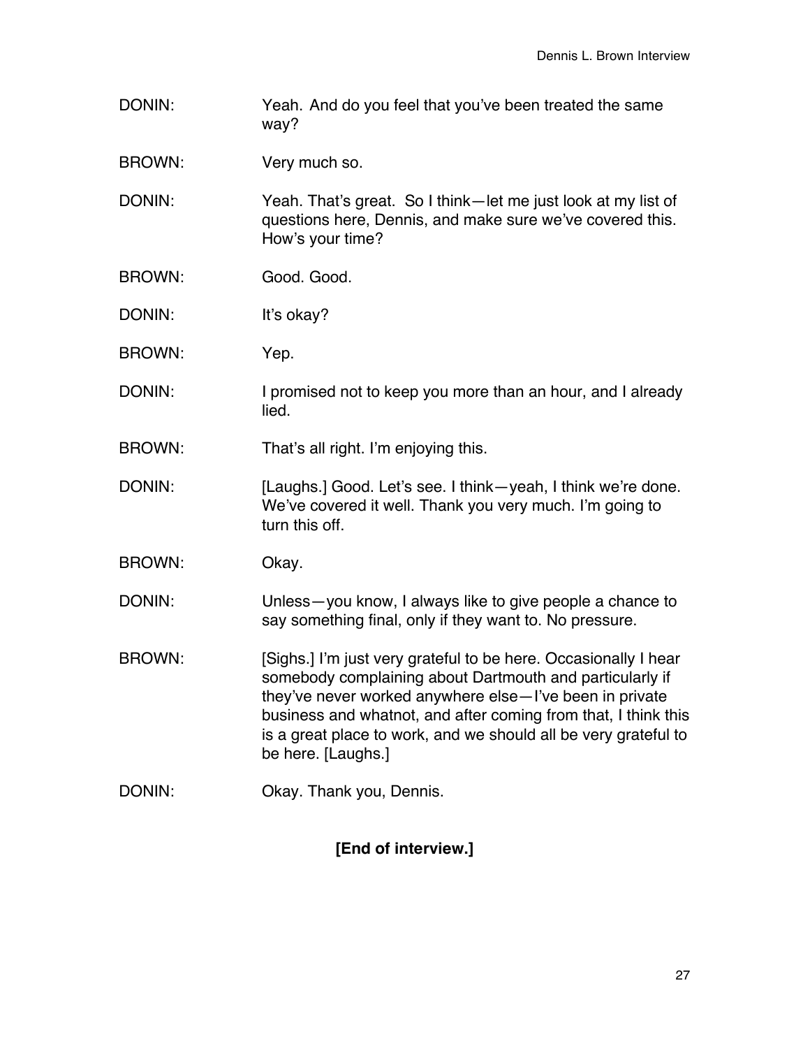DONIN: Yeah. And do you feel that you've been treated the same way?

BROWN: Very much so.

DONIN: Yeah. That's great. So I think—let me just look at my list of questions here, Dennis, and make sure we've covered this. How's your time?

BROWN: Good. Good.

DONIN: It's okay?

BROWN: Yep.

DONIN: I promised not to keep you more than an hour, and I already lied.

BROWN: That's all right. I'm enjoying this.

DONIN: [Laughs.] Good. Let's see. I think—yeah, I think we're done. We've covered it well. Thank you very much. I'm going to turn this off.

BROWN: Okay.

DONIN: Unless—you know, I always like to give people a chance to say something final, only if they want to. No pressure.

BROWN: [Sighs.] I'm just very grateful to be here. Occasionally I hear somebody complaining about Dartmouth and particularly if they've never worked anywhere else—I've been in private business and whatnot, and after coming from that, I think this is a great place to work, and we should all be very grateful to be here. [Laughs.]

DONIN: Okay. Thank you, Dennis.

**[End of interview.]**